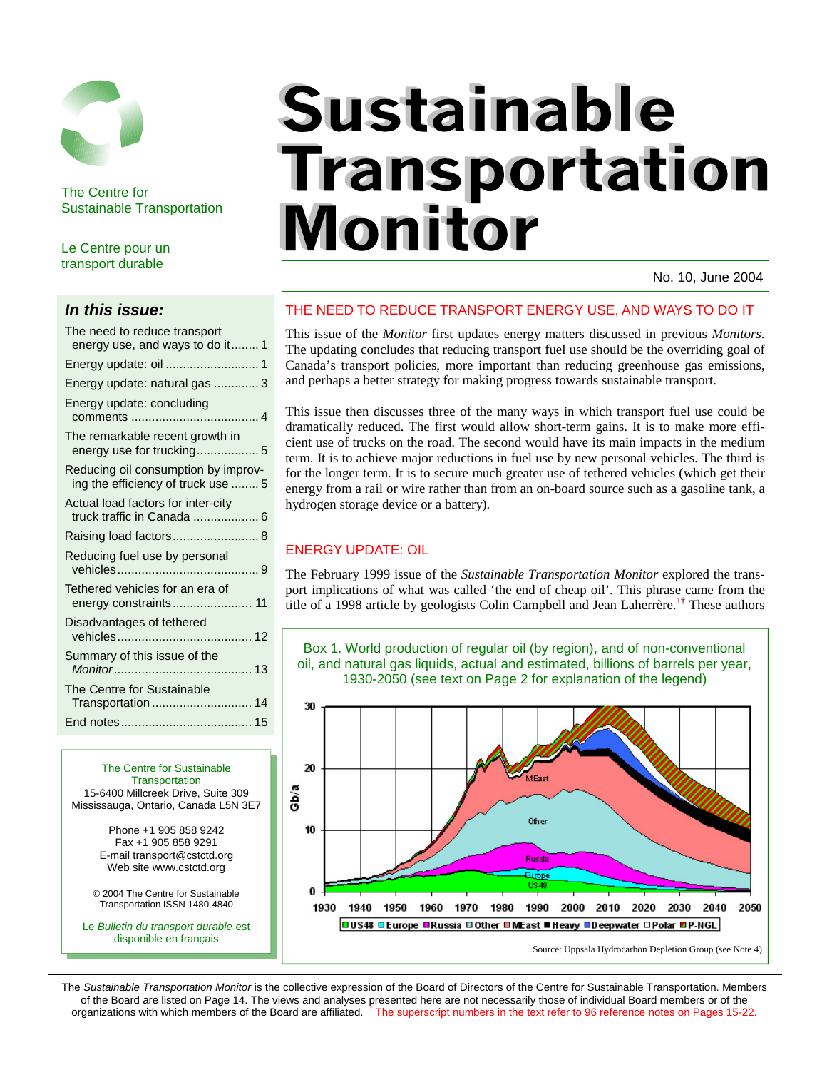The Centre for Sustainable Transportation

Le Centre pour un transport durable

# Sustainable Transportation Monitor

No. 10, June 2004

## In this issue:

- The need to reduce transport energy use, and ways to do it ........ 1
- Energy update: oil ........................... 1
- Energy update: natural gas ............. 3
- Energy update: concluding comments ..................................... 4
- The remarkable recent growth in energy use for trucking.................. 5
- Reducing oil consumption by improving the efficiency of truck use ........ 5
- Actual load factors for inter-city truck traffic in Canada ................... 6
- Raising load factors......................... 8
- Reducing fuel use by personal vehicles......................................... 9
- Tethered vehicles for an era of energy constraints....................... 11
- Disadvantages of tethered vehicles....................................... 12
- Summary of this issue of the *Monitor*........................................ 13
- The Centre for Sustainable Transportation ............................. 14
- End notes...................................... 15

The Centre for Sustainable Transportation
15-6400 Millcreek Drive, Suite 309
Mississauga, Ontario, Canada L5N 3E7

Phone +1 905 858 9242
Fax +1 905 858 9291
E-mail transport@cstctd.org
Web site www.cstctd.org

© 2004 The Centre for Sustainable Transportation ISSN 1480-4840

Le *Bulletin du transport durable* est disponible en français

## THE NEED TO REDUCE TRANSPORT ENERGY USE, AND WAYS TO DO IT

This issue of the *Monitor* first updates energy matters discussed in previous *Monitors*. The updating concludes that reducing transport fuel use should be the overriding goal of Canada's transport policies, more important than reducing greenhouse gas emissions, and perhaps a better strategy for making progress towards sustainable transport.

This issue then discusses three of the many ways in which transport fuel use could be dramatically reduced. The first would allow short-term gains. It is to make more efficient use of trucks on the road. The second would have its main impacts in the medium term. It is to achieve major reductions in fuel use by new personal vehicles. The third is for the longer term. It is to secure much greater use of tethered vehicles (which get their energy from a rail or wire rather than from an on-board source such as a gasoline tank, a hydrogen storage device or a battery).

## ENERGY UPDATE: OIL

The February 1999 issue of the *Sustainable Transportation Monitor* explored the transport implications of what was called 'the end of cheap oil'. This phrase came from the title of a 1998 article by geologists Colin Campbell and Jean Laherrère.[1†] These authors

Box 1. World production of regular oil (by region), and of non-conventional oil, and natural gas liquids, actual and estimated, billions of barrels per year, 1930-2050 (see text on Page 2 for explanation of the legend)

Source: Uppsala Hydrocarbon Depletion Group (see Note 4)

The *Sustainable Transportation Monitor* is the collective expression of the Board of Directors of the Centre for Sustainable Transportation. Members of the Board are listed on Page 14. The views and analyses presented here are not necessarily those of individual Board members or of the organizations with which members of the Board are affiliated. † The superscript numbers in the text refer to 96 reference notes on Pages 15-22.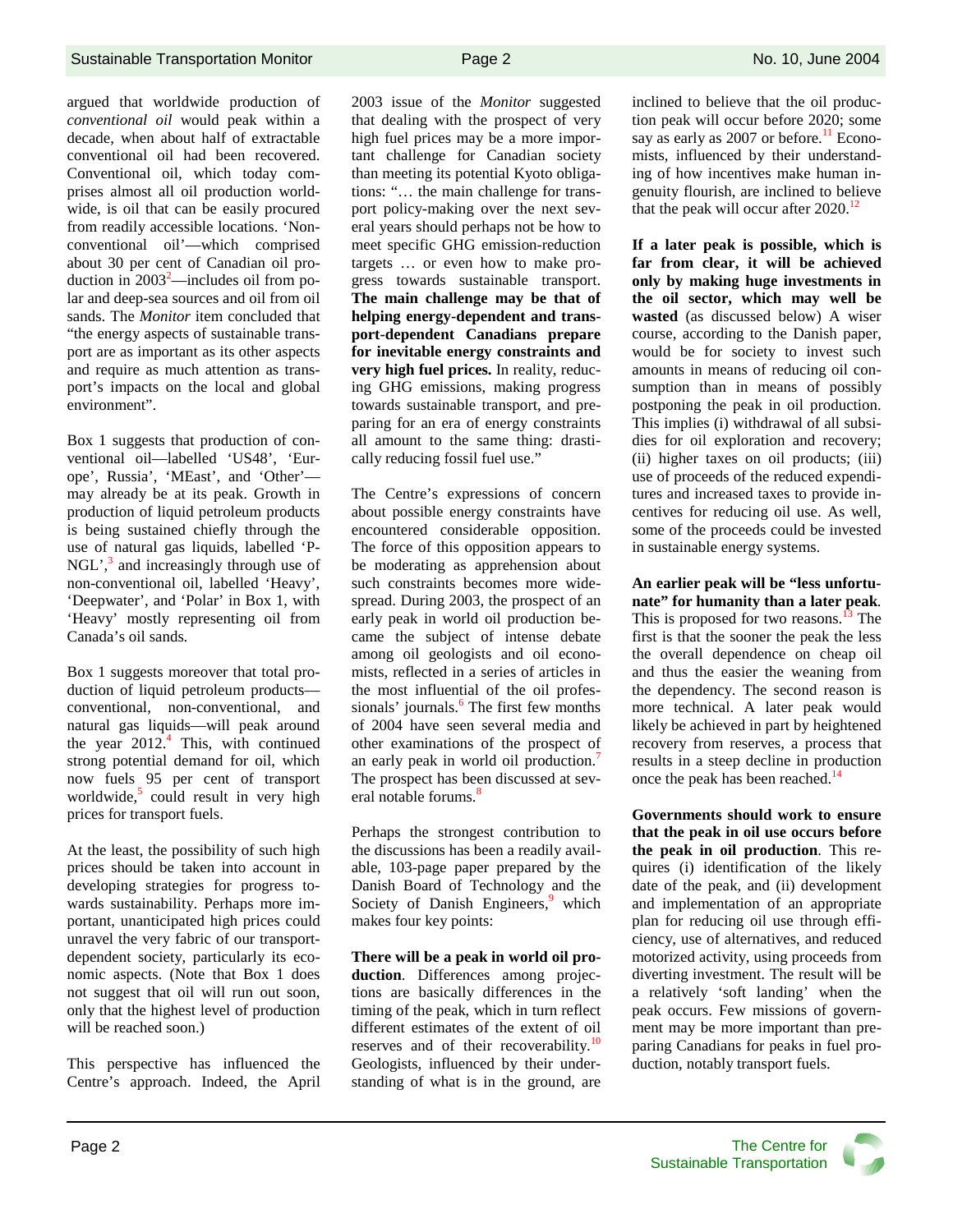argued that worldwide production of *conventional oil* would peak within a decade, when about half of extractable conventional oil had been recovered. Conventional oil, which today comprises almost all oil production worldwide, is oil that can be easily procured from readily accessible locations. 'Non-conventional oil'—which comprised about 30 per cent of Canadian oil production in 2003[2]—includes oil from polar and deep-sea sources and oil from oil sands. The *Monitor* item concluded that "the energy aspects of sustainable transport are as important as its other aspects and require as much attention as transport's impacts on the local and global environment".

Box 1 suggests that production of conventional oil—labelled 'US48', 'Europe', Russia', 'MEast', and 'Other'—may already be at its peak. Growth in production of liquid petroleum products is being sustained chiefly through the use of natural gas liquids, labelled 'P-NGL',[3] and increasingly through use of non-conventional oil, labelled 'Heavy', 'Deepwater', and 'Polar' in Box 1, with 'Heavy' mostly representing oil from Canada's oil sands.

Box 1 suggests moreover that total production of liquid petroleum products—conventional, non-conventional, and natural gas liquids—will peak around the year 2012.[4] This, with continued strong potential demand for oil, which now fuels 95 per cent of transport worldwide,[5] could result in very high prices for transport fuels.

At the least, the possibility of such high prices should be taken into account in developing strategies for progress towards sustainability. Perhaps more important, unanticipated high prices could unravel the very fabric of our transport-dependent society, particularly its economic aspects. (Note that Box 1 does not suggest that oil will run out soon, only that the highest level of production will be reached soon.)

This perspective has influenced the Centre's approach. Indeed, the April 2003 issue of the *Monitor* suggested that dealing with the prospect of very high fuel prices may be a more important challenge for Canadian society than meeting its potential Kyoto obligations: "… the main challenge for transport policy-making over the next several years should perhaps not be how to meet specific GHG emission-reduction targets … or even how to make progress towards sustainable transport. **The main challenge may be that of helping energy-dependent and transport-dependent Canadians prepare for inevitable energy constraints and very high fuel prices.** In reality, reducing GHG emissions, making progress towards sustainable transport, and preparing for an era of energy constraints all amount to the same thing: drastically reducing fossil fuel use."

The Centre's expressions of concern about possible energy constraints have encountered considerable opposition. The force of this opposition appears to be moderating as apprehension about such constraints becomes more widespread. During 2003, the prospect of an early peak in world oil production became the subject of intense debate among oil geologists and oil economists, reflected in a series of articles in the most influential of the oil professionals' journals.[6] The first few months of 2004 have seen several media and other examinations of the prospect of an early peak in world oil production.[7] The prospect has been discussed at several notable forums.[8]

Perhaps the strongest contribution to the discussions has been a readily available, 103-page paper prepared by the Danish Board of Technology and the Society of Danish Engineers,[9] which makes four key points:

**There will be a peak in world oil production**. Differences among projections are basically differences in the timing of the peak, which in turn reflect different estimates of the extent of oil reserves and of their recoverability.[10] Geologists, influenced by their understanding of what is in the ground, are inclined to believe that the oil production peak will occur before 2020; some say as early as 2007 or before.[11] Economists, influenced by their understanding of how incentives make human ingenuity flourish, are inclined to believe that the peak will occur after 2020.[12]

**If a later peak is possible, which is far from clear, it will be achieved only by making huge investments in the oil sector, which may well be wasted** (as discussed below) A wiser course, according to the Danish paper, would be for society to invest such amounts in means of reducing oil consumption than in means of possibly postponing the peak in oil production. This implies (i) withdrawal of all subsidies for oil exploration and recovery; (ii) higher taxes on oil products; (iii) use of proceeds of the reduced expenditures and increased taxes to provide incentives for reducing oil use. As well, some of the proceeds could be invested in sustainable energy systems.

**An earlier peak will be "less unfortunate" for humanity than a later peak**. This is proposed for two reasons.[13] The first is that the sooner the peak the less the overall dependence on cheap oil and thus the easier the weaning from the dependency. The second reason is more technical. A later peak would likely be achieved in part by heightened recovery from reserves, a process that results in a steep decline in production once the peak has been reached.[14]

**Governments should work to ensure that the peak in oil use occurs before the peak in oil production**. This requires (i) identification of the likely date of the peak, and (ii) development and implementation of an appropriate plan for reducing oil use through efficiency, use of alternatives, and reduced motorized activity, using proceeds from diverting investment. The result will be a relatively 'soft landing' when the peak occurs. Few missions of government may be more important than preparing Canadians for peaks in fuel production, notably transport fuels.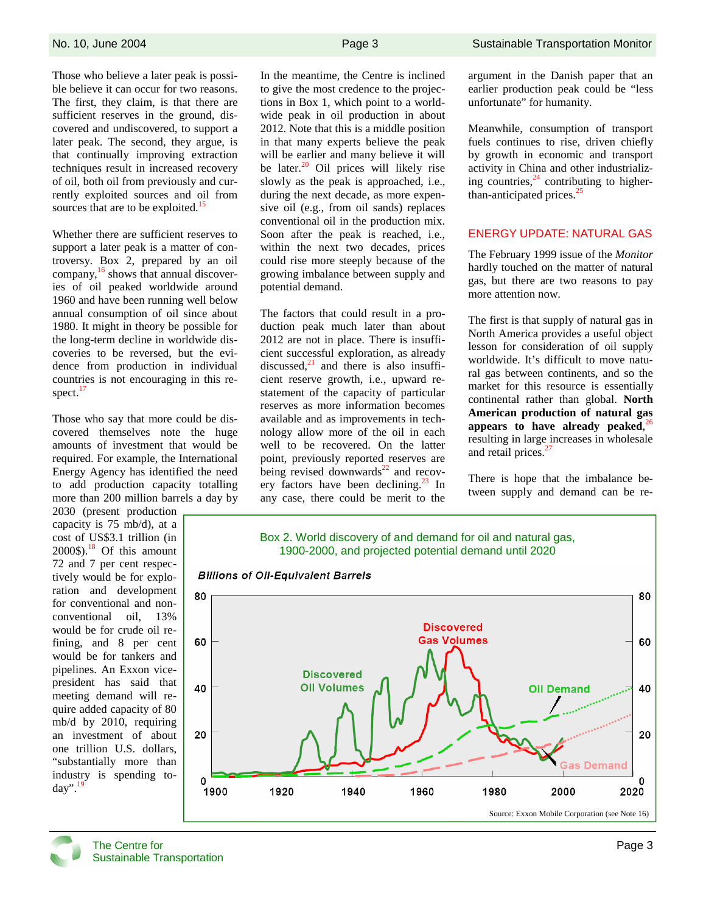Those who believe a later peak is possible believe it can occur for two reasons. The first, they claim, is that there are sufficient reserves in the ground, discovered and undiscovered, to support a later peak. The second, they argue, is that continually improving extraction techniques result in increased recovery of oil, both oil from previously and currently exploited sources and oil from sources that are to be exploited.[15]

Whether there are sufficient reserves to support a later peak is a matter of controversy. Box 2, prepared by an oil company,[16] shows that annual discoveries of oil peaked worldwide around 1960 and have been running well below annual consumption of oil since about 1980. It might in theory be possible for the long-term decline in worldwide discoveries to be reversed, but the evidence from production in individual countries is not encouraging in this respect.[17]

Those who say that more could be discovered themselves note the huge amounts of investment that would be required. For example, the International Energy Agency has identified the need to add production capacity totalling more than 200 million barrels a day by 2030 (present production capacity is 75 mb/d), at a cost of US$3.1 trillion (in 2000$).[18] Of this amount 72 and 7 per cent respectively would be for exploration and development for conventional and non-conventional oil, 13% would be for crude oil refining, and 8 per cent would be for tankers and pipelines. An Exxon vice-president has said that meeting demand will require added capacity of 80 mb/d by 2010, requiring an investment of about one trillion U.S. dollars, "substantially more than industry is spending today".[19]

In the meantime, the Centre is inclined to give the most credence to the projections in Box 1, which point to a worldwide peak in oil production in about 2012. Note that this is a middle position in that many experts believe the peak will be earlier and many believe it will be later.[20] Oil prices will likely rise slowly as the peak is approached, i.e., during the next decade, as more expensive oil (e.g., from oil sands) replaces conventional oil in the production mix. Soon after the peak is reached, i.e., within the next two decades, prices could rise more steeply because of the growing imbalance between supply and potential demand.

The factors that could result in a production peak much later than about 2012 are not in place. There is insufficient successful exploration, as already discussed,[21] and there is also insufficient reserve growth, i.e., upward restatement of the capacity of particular reserves as more information becomes available and as improvements in technology allow more of the oil in each well to be recovered. On the latter point, previously reported reserves are being revised downwards[22] and recovery factors have been declining.[23] In any case, there could be merit to the argument in the Danish paper that an earlier production peak could be "less unfortunate" for humanity.

Meanwhile, consumption of transport fuels continues to rise, driven chiefly by growth in economic and transport activity in China and other industrializing countries,[24] contributing to higher-than-anticipated prices.[25]

## ENERGY UPDATE: NATURAL GAS

The February 1999 issue of the *Monitor* hardly touched on the matter of natural gas, but there are two reasons to pay more attention now.

The first is that supply of natural gas in North America provides a useful object lesson for consideration of oil supply worldwide. It's difficult to move natural gas between continents, and so the market for this resource is essentially continental rather than global. **North American production of natural gas appears to have already peaked**,[26] resulting in large increases in wholesale and retail prices.[27]

There is hope that the imbalance between supply and demand can be re-

Box 2. World discovery of and demand for oil and natural gas, 1900-2000, and projected potential demand until 2020

Source: Exxon Mobile Corporation (see Note 16)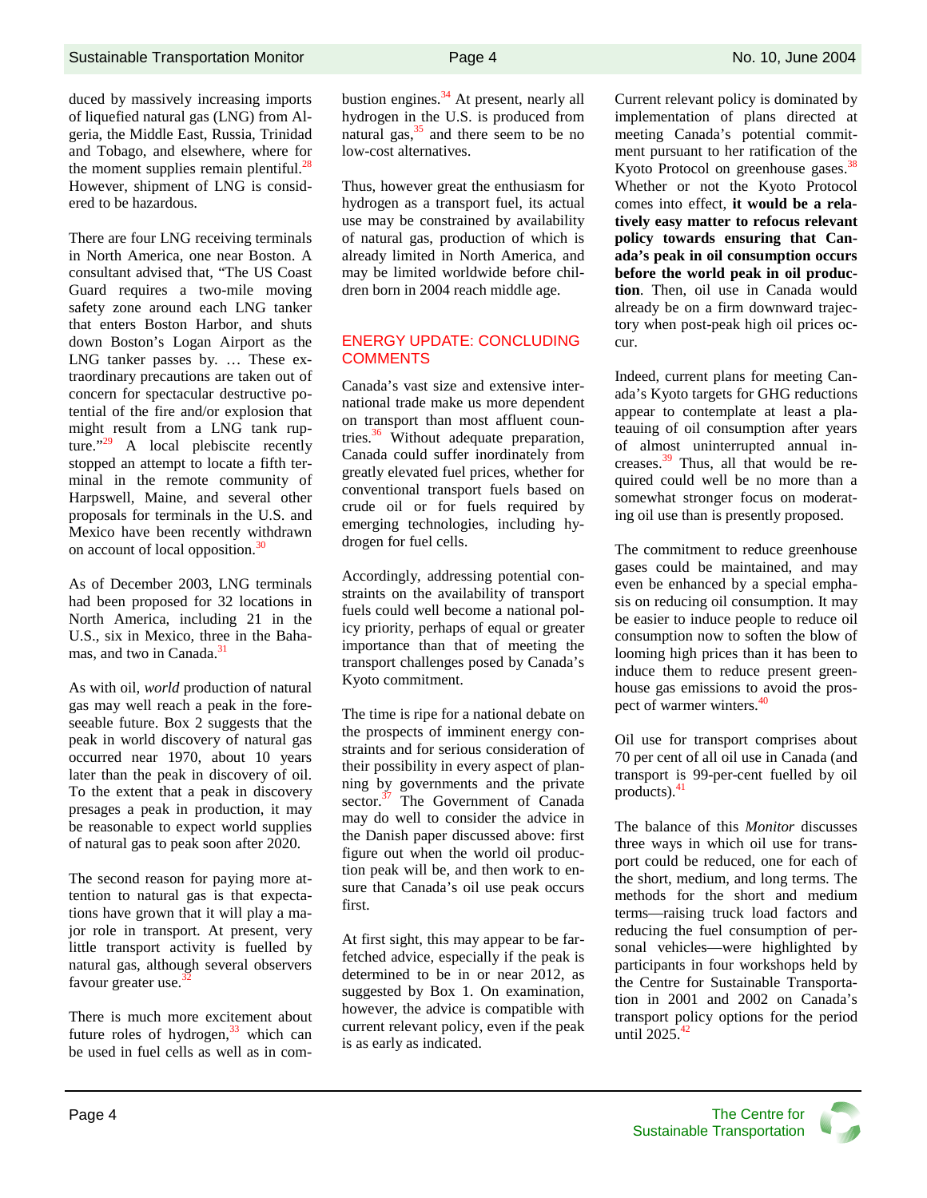duced by massively increasing imports of liquefied natural gas (LNG) from Algeria, the Middle East, Russia, Trinidad and Tobago, and elsewhere, where for the moment supplies remain plentiful.[28] However, shipment of LNG is considered to be hazardous.

There are four LNG receiving terminals in North America, one near Boston. A consultant advised that, "The US Coast Guard requires a two-mile moving safety zone around each LNG tanker that enters Boston Harbor, and shuts down Boston's Logan Airport as the LNG tanker passes by. … These extraordinary precautions are taken out of concern for spectacular destructive potential of the fire and/or explosion that might result from a LNG tank rupture."[29] A local plebiscite recently stopped an attempt to locate a fifth terminal in the remote community of Harpswell, Maine, and several other proposals for terminals in the U.S. and Mexico have been recently withdrawn on account of local opposition.[30]

As of December 2003, LNG terminals had been proposed for 32 locations in North America, including 21 in the U.S., six in Mexico, three in the Bahamas, and two in Canada.[31]

As with oil, *world* production of natural gas may well reach a peak in the foreseeable future. Box 2 suggests that the peak in world discovery of natural gas occurred near 1970, about 10 years later than the peak in discovery of oil. To the extent that a peak in discovery presages a peak in production, it may be reasonable to expect world supplies of natural gas to peak soon after 2020.

The second reason for paying more attention to natural gas is that expectations have grown that it will play a major role in transport. At present, very little transport activity is fuelled by natural gas, although several observers favour greater use.[32]

There is much more excitement about future roles of hydrogen,[33] which can be used in fuel cells as well as in combustion engines.[34] At present, nearly all hydrogen in the U.S. is produced from natural gas,[35] and there seem to be no low-cost alternatives.

Thus, however great the enthusiasm for hydrogen as a transport fuel, its actual use may be constrained by availability of natural gas, production of which is already limited in North America, and may be limited worldwide before children born in 2004 reach middle age.

## ENERGY UPDATE: CONCLUDING COMMENTS

Canada's vast size and extensive international trade make us more dependent on transport than most affluent countries.[36] Without adequate preparation, Canada could suffer inordinately from greatly elevated fuel prices, whether for conventional transport fuels based on crude oil or for fuels required by emerging technologies, including hydrogen for fuel cells.

Accordingly, addressing potential constraints on the availability of transport fuels could well become a national policy priority, perhaps of equal or greater importance than that of meeting the transport challenges posed by Canada's Kyoto commitment.

The time is ripe for a national debate on the prospects of imminent energy constraints and for serious consideration of their possibility in every aspect of planning by governments and the private sector.[37] The Government of Canada may do well to consider the advice in the Danish paper discussed above: first figure out when the world oil production peak will be, and then work to ensure that Canada's oil use peak occurs first.

At first sight, this may appear to be far-fetched advice, especially if the peak is determined to be in or near 2012, as suggested by Box 1. On examination, however, the advice is compatible with current relevant policy, even if the peak is as early as indicated.

Current relevant policy is dominated by implementation of plans directed at meeting Canada's potential commitment pursuant to her ratification of the Kyoto Protocol on greenhouse gases.[38] Whether or not the Kyoto Protocol comes into effect, **it would be a relatively easy matter to refocus relevant policy towards ensuring that Canada's peak in oil consumption occurs before the world peak in oil production**. Then, oil use in Canada would already be on a firm downward trajectory when post-peak high oil prices occur.

Indeed, current plans for meeting Canada's Kyoto targets for GHG reductions appear to contemplate at least a plateauing of oil consumption after years of almost uninterrupted annual increases.[39] Thus, all that would be required could well be no more than a somewhat stronger focus on moderating oil use than is presently proposed.

The commitment to reduce greenhouse gases could be maintained, and may even be enhanced by a special emphasis on reducing oil consumption. It may be easier to induce people to reduce oil consumption now to soften the blow of looming high prices than it has been to induce them to reduce present greenhouse gas emissions to avoid the prospect of warmer winters.[40]

Oil use for transport comprises about 70 per cent of all oil use in Canada (and transport is 99-per-cent fuelled by oil products).[41]

The balance of this *Monitor* discusses three ways in which oil use for transport could be reduced, one for each of the short, medium, and long terms. The methods for the short and medium terms—raising truck load factors and reducing the fuel consumption of personal vehicles—were highlighted by participants in four workshops held by the Centre for Sustainable Transportation in 2001 and 2002 on Canada's transport policy options for the period until 2025.[42]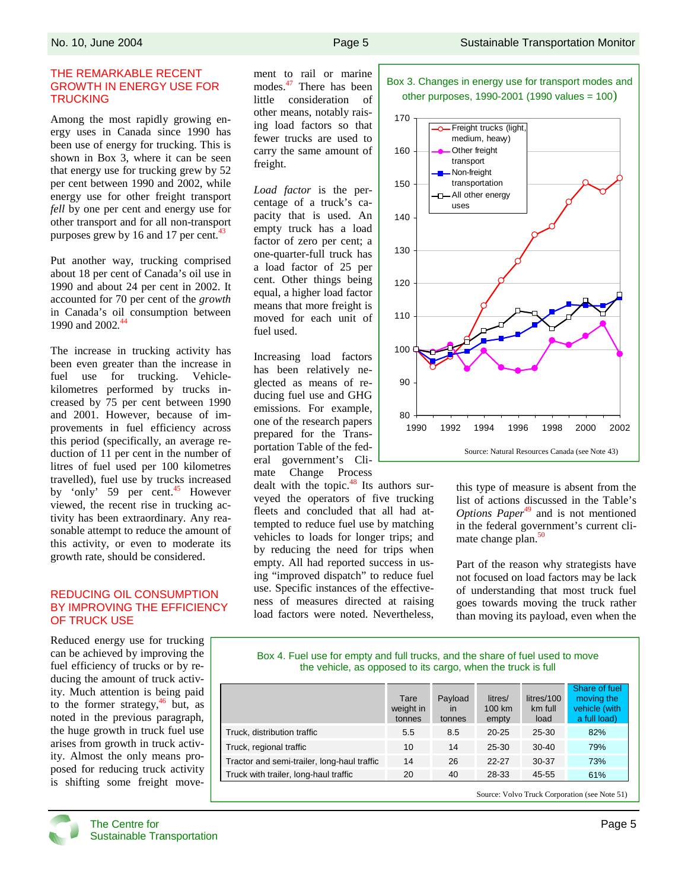## THE REMARKABLE RECENT GROWTH IN ENERGY USE FOR TRUCKING

Among the most rapidly growing energy uses in Canada since 1990 has been use of energy for trucking. This is shown in Box 3, where it can be seen that energy use for trucking grew by 52 per cent between 1990 and 2002, while energy use for other freight transport *fell* by one per cent and energy use for other transport and for all non-transport purposes grew by 16 and 17 per cent.[43]

Put another way, trucking comprised about 18 per cent of Canada's oil use in 1990 and about 24 per cent in 2002. It accounted for 70 per cent of the *growth* in Canada's oil consumption between 1990 and 2002.[44]

The increase in trucking activity has been even greater than the increase in fuel use for trucking. Vehicle-kilometres performed by trucks increased by 75 per cent between 1990 and 2001. However, because of improvements in fuel efficiency across this period (specifically, an average reduction of 11 per cent in the number of litres of fuel used per 100 kilometres travelled), fuel use by trucks increased by 'only' 59 per cent.[45] However viewed, the recent rise in trucking activity has been extraordinary. Any reasonable attempt to reduce the amount of this activity, or even to moderate its growth rate, should be considered.

## REDUCING OIL CONSUMPTION BY IMPROVING THE EFFICIENCY OF TRUCK USE

Reduced energy use for trucking can be achieved by improving the fuel efficiency of trucks or by reducing the amount of truck activity. Much attention is being paid to the former strategy,[46] but, as noted in the previous paragraph, the huge growth in truck fuel use arises from growth in truck activity. Almost the only means proposed for reducing truck activity is shifting some freight movement to rail or marine modes.[47] There has been little consideration of other means, notably raising load factors so that fewer trucks are used to carry the same amount of freight.

*Load factor* is the percentage of a truck's capacity that is used. An empty truck has a load factor of zero per cent; a one-quarter-full truck has a load factor of 25 per cent. Other things being equal, a higher load factor means that more freight is moved for each unit of fuel used.

Increasing load factors has been relatively neglected as means of reducing fuel use and GHG emissions. For example, one of the research papers prepared for the Transportation Table of the federal government's Climate Change Process dealt with the topic.[48] Its authors surveyed the operators of five trucking fleets and concluded that all had attempted to reduce fuel use by matching vehicles to loads for longer trips; and by reducing the need for trips when empty. All had reported success in using "improved dispatch" to reduce fuel use. Specific instances of the effectiveness of measures directed at raising load factors were noted. Nevertheless, this type of measure is absent from the list of actions discussed in the Table's *Options Paper*[49] and is not mentioned in the federal government's current climate change plan.[50]

Part of the reason why strategists have not focused on load factors may be lack of understanding that most truck fuel goes towards moving the truck rather than moving its payload, even when the

**Box 3. Changes in energy use for transport modes and other purposes, 1990-2001 (1990 values = 100)**

Legend: Freight trucks (light, medium, heavy); Other freight transport; Non-freight transportation; All other energy uses

Source: Natural Resources Canada (see Note 43)

**Box 4. Fuel use for empty and full trucks, and the share of fuel used to move the vehicle, as opposed to its cargo, when the truck is full**

| | Tare weight in tonnes | Payload in tonnes | litres/ 100 km empty | litres/100 km full load | Share of fuel moving the vehicle (with a full load) |
|---|---|---|---|---|---|
| Truck, distribution traffic | 5.5 | 8.5 | 20-25 | 25-30 | 82% |
| Truck, regional traffic | 10 | 14 | 25-30 | 30-40 | 79% |
| Tractor and semi-trailer, long-haul traffic | 14 | 26 | 22-27 | 30-37 | 73% |
| Truck with trailer, long-haul traffic | 20 | 40 | 28-33 | 45-55 | 61% |

Source: Volvo Truck Corporation (see Note 51)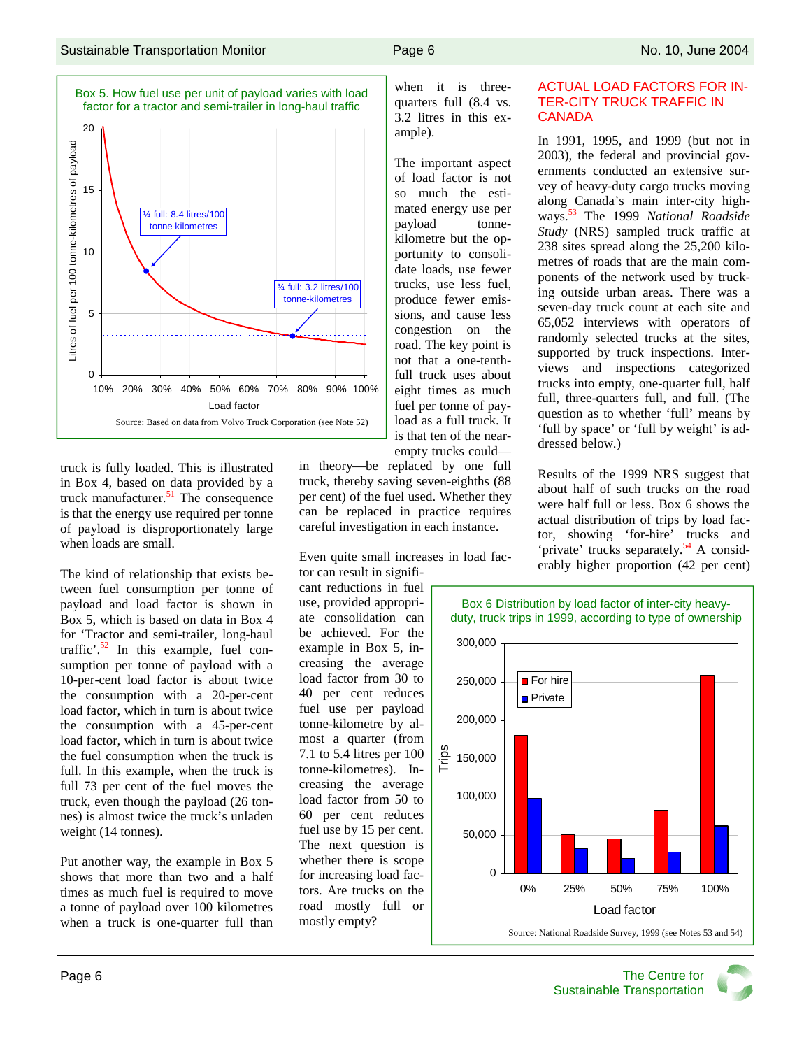**Box 5. How fuel use per unit of payload varies with load factor for a tractor and semi-trailer in long-haul traffic**

Source: Based on data from Volvo Truck Corporation (see Note 52)

truck is fully loaded. This is illustrated in Box 4, based on data provided by a truck manufacturer.[51] The consequence is that the energy use required per tonne of payload is disproportionately large when loads are small.

The kind of relationship that exists between fuel consumption per tonne of payload and load factor is shown in Box 5, which is based on data in Box 4 for 'Tractor and semi-trailer, long-haul traffic'.[52] In this example, fuel consumption per tonne of payload with a 10-per-cent load factor is about twice the consumption with a 20-per-cent load factor, which in turn is about twice the consumption with a 45-per-cent load factor, which in turn is about twice the fuel consumption when the truck is full. In this example, when the truck is full 73 per cent of the fuel moves the truck, even though the payload (26 tonnes) is almost twice the truck's unladen weight (14 tonnes).

Put another way, the example in Box 5 shows that more than two and a half times as much fuel is required to move a tonne of payload over 100 kilometres when a truck is one-quarter full than when it is three-quarters full (8.4 vs. 3.2 litres in this example).

The important aspect of load factor is not so much the estimated energy use per payload tonne-kilometre but the opportunity to consolidate loads, use fewer trucks, use less fuel, produce fewer emissions, and cause less congestion on the road. The key point is not that a one-tenth-full truck uses about eight times as much fuel per tonne of payload as a full truck. It is that ten of the near-empty trucks could—in theory—be replaced by one full truck, thereby saving seven-eighths (88 per cent) of the fuel used. Whether they can be replaced in practice requires careful investigation in each instance.

Even quite small increases in load factor can result in significant reductions in fuel use, provided appropriate consolidation can be achieved. For the example in Box 5, increasing the average load factor from 30 to 40 per cent reduces fuel use per payload tonne-kilometre by almost a quarter (from 7.1 to 5.4 litres per 100 tonne-kilometres). Increasing the average load factor from 50 to 60 per cent reduces fuel use by 15 per cent. The next question is whether there is scope for increasing load factors. Are trucks on the road mostly full or mostly empty?

## ACTUAL LOAD FACTORS FOR INTER-CITY TRUCK TRAFFIC IN CANADA

In 1991, 1995, and 1999 (but not in 2003), the federal and provincial governments conducted an extensive survey of heavy-duty cargo trucks moving along Canada's main inter-city highways.[53] The 1999 *National Roadside Study* (NRS) sampled truck traffic at 238 sites spread along the 25,200 kilometres of roads that are the main components of the network used by trucking outside urban areas. There was a seven-day truck count at each site and 65,052 interviews with operators of randomly selected trucks at the sites, supported by truck inspections. Interviews and inspections categorized trucks into empty, one-quarter full, half full, three-quarters full, and full. (The question as to whether 'full' means by 'full by space' or 'full by weight' is addressed below.)

Results of the 1999 NRS suggest that about half of such trucks on the road were half full or less. Box 6 shows the actual distribution of trips by load factor, showing 'for-hire' trucks and 'private' trucks separately.[54] A considerably higher proportion (42 per cent)

**Box 6 Distribution by load factor of inter-city heavy-duty, truck trips in 1999, according to type of ownership**

Source: National Roadside Survey, 1999 (see Notes 53 and 54)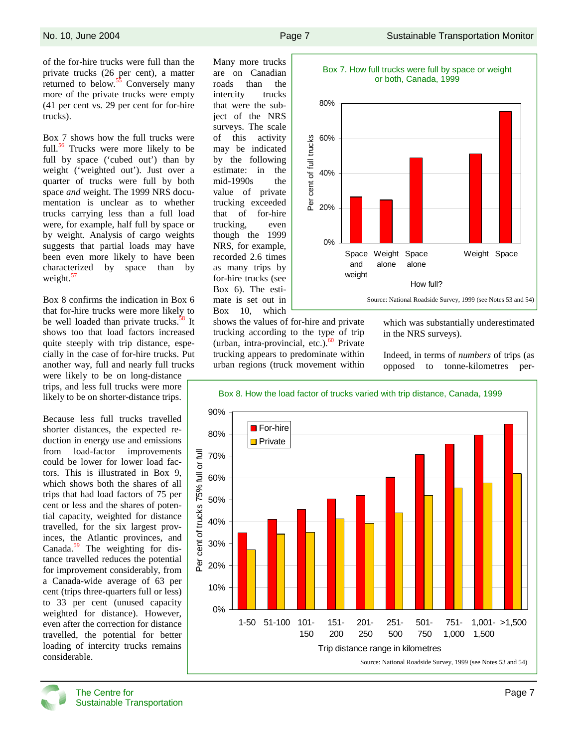of the for-hire trucks were full than the private trucks (26 per cent), a matter returned to below.[55] Conversely many more of the private trucks were empty (41 per cent vs. 29 per cent for for-hire trucks).

Box 7 shows how the full trucks were full.[56] Trucks were more likely to be full by space ('cubed out') than by weight ('weighted out'). Just over a quarter of trucks were full by both space *and* weight. The 1999 NRS documentation is unclear as to whether trucks carrying less than a full load were, for example, half full by space or by weight. Analysis of cargo weights suggests that partial loads may have been even more likely to have been characterized by space than by weight.[57]

Box 8 confirms the indication in Box 6 that for-hire trucks were more likely to be well loaded than private trucks.[58] It shows too that load factors increased quite steeply with trip distance, especially in the case of for-hire trucks. Put another way, full and nearly full trucks were likely to be on long-distance trips, and less full trucks were more likely to be on shorter-distance trips.

Because less full trucks travelled shorter distances, the expected reduction in energy use and emissions from load-factor improvements could be lower for lower load factors. This is illustrated in Box 9, which shows both the shares of all trips that had load factors of 75 per cent or less and the shares of potential capacity, weighted for distance travelled, for the six largest provinces, the Atlantic provinces, and Canada.[59] The weighting for distance travelled reduces the potential for improvement considerably, from a Canada-wide average of 63 per cent (trips three-quarters full or less) to 33 per cent (unused capacity weighted for distance). However, even after the correction for distance travelled, the potential for better loading of intercity trucks remains considerable.

Many more trucks are on Canadian roads than the intercity trucks that were the subject of the NRS surveys. The scale of this activity may be indicated by the following estimate: in the mid-1990s the value of private trucking exceeded that of for-hire trucking, even though the 1999 NRS, for example, recorded 2.6 times as many trips by for-hire trucks (see Box 6). The estimate is set out in Box 10, which shows the values of for-hire and private trucking according to the type of trip (urban, intra-provincial, etc.).[60] Private trucking appears to predominate within urban regions (truck movement within which was substantially underestimated in the NRS surveys).

Indeed, in terms of *numbers* of trips (as opposed to tonne-kilometres per-

**Box 7. How full trucks were full by space or weight or both, Canada, 1999**

| How full? | Per cent of full trucks |
|---|---|
| Space and weight | ~27% |
| Weight alone | ~25% |
| Space alone | ~49% |
| Weight | ~51% |
| Space | ~76% |

Source: National Roadside Survey, 1999 (see Notes 53 and 54)

**Box 8. How the load factor of trucks varied with trip distance, Canada, 1999**

| Trip distance range in kilometres | For-hire (per cent of trucks 75% full or full) | Private (per cent of trucks 75% full or full) |
|---|---|---|
| 1-50 | ~35% | ~27% |
| 51-100 | ~41% | ~34% |
| 101-150 | ~46% | ~35% |
| 151-200 | ~50% | ~41% |
| 201-250 | ~52% | ~39% |
| 251-500 | ~60% | ~44% |
| 501-750 | ~71% | ~52% |
| 751-1,000 | ~75% | ~55% |
| 1,001-1,500 | ~79% | ~58% |
| >1,500 | ~84% | ~62% |

Source: National Roadside Survey, 1999 (see Notes 53 and 54)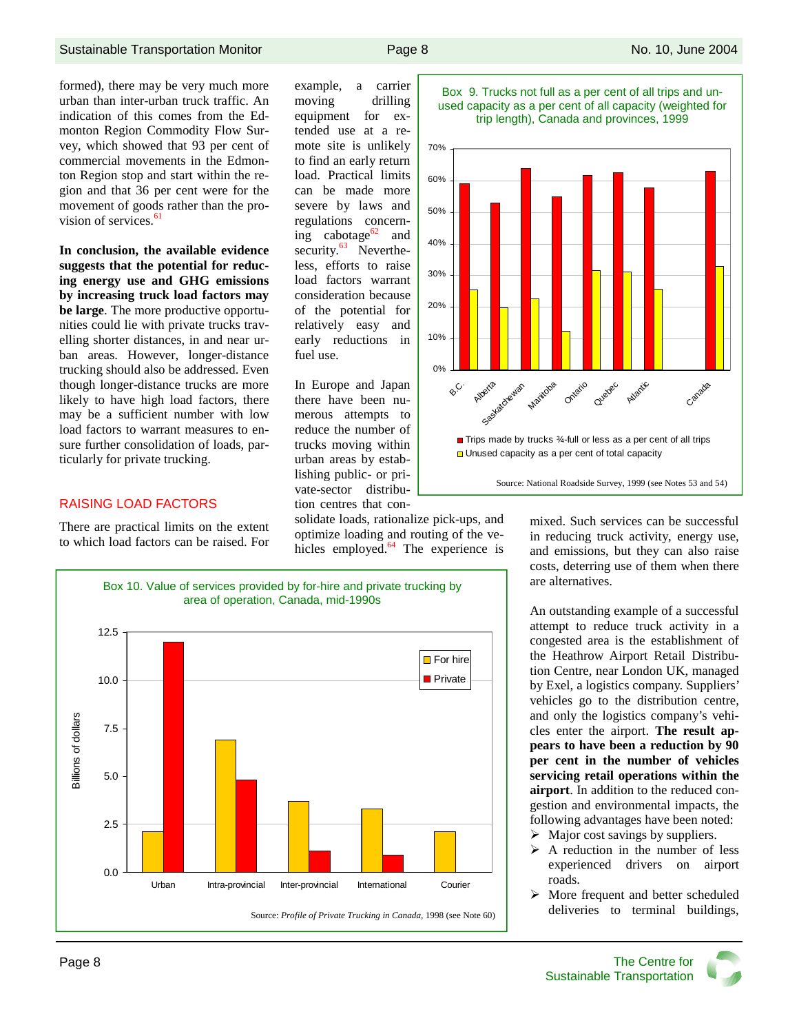formed), there may be very much more urban than inter-urban truck traffic. An indication of this comes from the Edmonton Region Commodity Flow Survey, which showed that 93 per cent of commercial movements in the Edmonton Region stop and start within the region and that 36 per cent were for the movement of goods rather than the provision of services.[61]

**In conclusion, the available evidence suggests that the potential for reducing energy use and GHG emissions by increasing truck load factors may be large**. The more productive opportunities could lie with private trucks travelling shorter distances, in and near urban areas. However, longer-distance trucking should also be addressed. Even though longer-distance trucks are more likely to have high load factors, there may be a sufficient number with low load factors to warrant measures to ensure further consolidation of loads, particularly for private trucking.

## RAISING LOAD FACTORS

There are practical limits on the extent to which load factors can be raised. For example, a carrier moving drilling equipment for extended use at a remote site is unlikely to find an early return load. Practical limits can be made more severe by laws and regulations concerning cabotage[62] and security.[63] Nevertheless, efforts to raise load factors warrant consideration because of the potential for relatively easy and early reductions in fuel use.

In Europe and Japan there have been numerous attempts to reduce the number of trucks moving within urban areas by establishing public- or private-sector distribution centres that consolidate loads, rationalize pick-ups, and optimize loading and routing of the vehicles employed.[64] The experience is mixed. Such services can be successful in reducing truck activity, energy use, and emissions, but they can also raise costs, deterring use of them when there are alternatives.

An outstanding example of a successful attempt to reduce truck activity in a congested area is the establishment of the Heathrow Airport Retail Distribution Centre, near London UK, managed by Exel, a logistics company. Suppliers' vehicles go to the distribution centre, and only the logistics company's vehicles enter the airport. **The result appears to have been a reduction by 90 per cent in the number of vehicles servicing retail operations within the airport**. In addition to the reduced congestion and environmental impacts, the following advantages have been noted:

- Major cost savings by suppliers.
- A reduction in the number of less experienced drivers on airport roads.
- More frequent and better scheduled deliveries to terminal buildings,

Box 9. Trucks not full as a per cent of all trips and unused capacity as a per cent of all capacity (weighted for trip length), Canada and provinces, 1999

| | Trips made by trucks ¾-full or less as a per cent of all trips | Unused capacity as a per cent of total capacity |
|---|---|---|
| B.C. | ~59% | ~25% |
| Alberta | ~53% | ~20% |
| Saskatchewan | ~64% | ~23% |
| Manitoba | ~55% | ~12% |
| Ontario | ~62% | ~32% |
| Quebec | ~63% | ~31% |
| Atlantic | ~58% | ~26% |
| Canada | ~63% | ~33% |

Source: National Roadside Survey, 1999 (see Notes 53 and 54)

Box 10. Value of services provided by for-hire and private trucking by area of operation, Canada, mid-1990s

Billions of dollars

| | For hire | Private |
|---|---|---|
| Urban | ~2.1 | ~12.0 |
| Intra-provincial | ~6.9 | ~4.8 |
| Inter-provincial | ~3.7 | ~1.1 |
| International | ~3.3 | ~0.9 |
| Courier | ~2.1 | |

Source: *Profile of Private Trucking in Canada*, 1998 (see Note 60)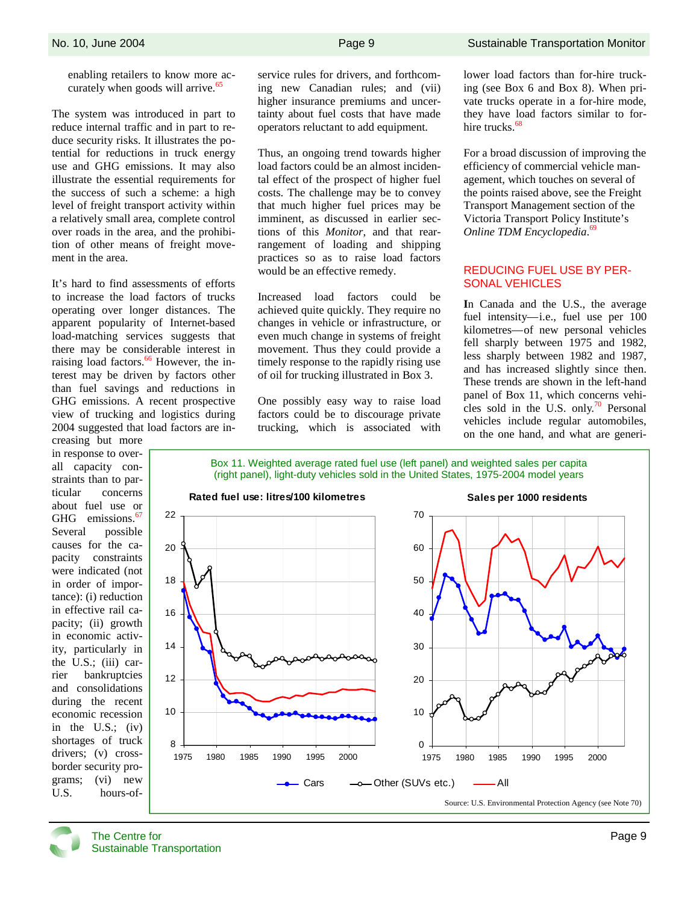enabling retailers to know more accurately when goods will arrive.[65]

The system was introduced in part to reduce internal traffic and in part to reduce security risks. It illustrates the potential for reductions in truck energy use and GHG emissions. It may also illustrate the essential requirements for the success of such a scheme: a high level of freight transport activity within a relatively small area, complete control over roads in the area, and the prohibition of other means of freight movement in the area.

It's hard to find assessments of efforts to increase the load factors of trucks operating over longer distances. The apparent popularity of Internet-based load-matching services suggests that there may be considerable interest in raising load factors.[66] However, the interest may be driven by factors other than fuel savings and reductions in GHG emissions. A recent prospective view of trucking and logistics during 2004 suggested that load factors are increasing but more in response to overall capacity constraints than to particular concerns about fuel use or GHG emissions.[67] Several possible causes for the capacity constraints were indicated (not in order of importance): (i) reduction in effective rail capacity; (ii) growth in economic activity, particularly in the U.S.; (iii) carrier bankruptcies and consolidations during the recent economic recession in the U.S.; (iv) shortages of truck drivers; (v) cross-border security programs; (vi) new U.S. hours-of-service rules for drivers, and forthcoming new Canadian rules; and (vii) higher insurance premiums and uncertainty about fuel costs that have made operators reluctant to add equipment.

Thus, an ongoing trend towards higher load factors could be an almost incidental effect of the prospect of higher fuel costs. The challenge may be to convey that much higher fuel prices may be imminent, as discussed in earlier sections of this *Monitor*, and that rearrangement of loading and shipping practices so as to raise load factors would be an effective remedy.

Increased load factors could be achieved quite quickly. They require no changes in vehicle or infrastructure, or even much change in systems of freight movement. Thus they could provide a timely response to the rapidly rising use of oil for trucking illustrated in Box 3.

One possibly easy way to raise load factors could be to discourage private trucking, which is associated with lower load factors than for-hire trucking (see Box 6 and Box 8). When private trucks operate in a for-hire mode, they have load factors similar to for-hire trucks.[68]

For a broad discussion of improving the efficiency of commercial vehicle management, which touches on several of the points raised above, see the Freight Transport Management section of the Victoria Transport Policy Institute's *Online TDM Encyclopedia*.[69]

## REDUCING FUEL USE BY PERSONAL VEHICLES

**I**n Canada and the U.S., the average fuel intensity—i.e., fuel use per 100 kilometres—of new personal vehicles fell sharply between 1975 and 1982, less sharply between 1982 and 1987, and has increased slightly since then. These trends are shown in the left-hand panel of Box 11, which concerns vehicles sold in the U.S. only.[70] Personal vehicles include regular automobiles, on the one hand, and what are generi-

Box 11. Weighted average rated fuel use (left panel) and weighted sales per capita (right panel), light-duty vehicles sold in the United States, 1975-2004 model years

Source: U.S. Environmental Protection Agency (see Note 70)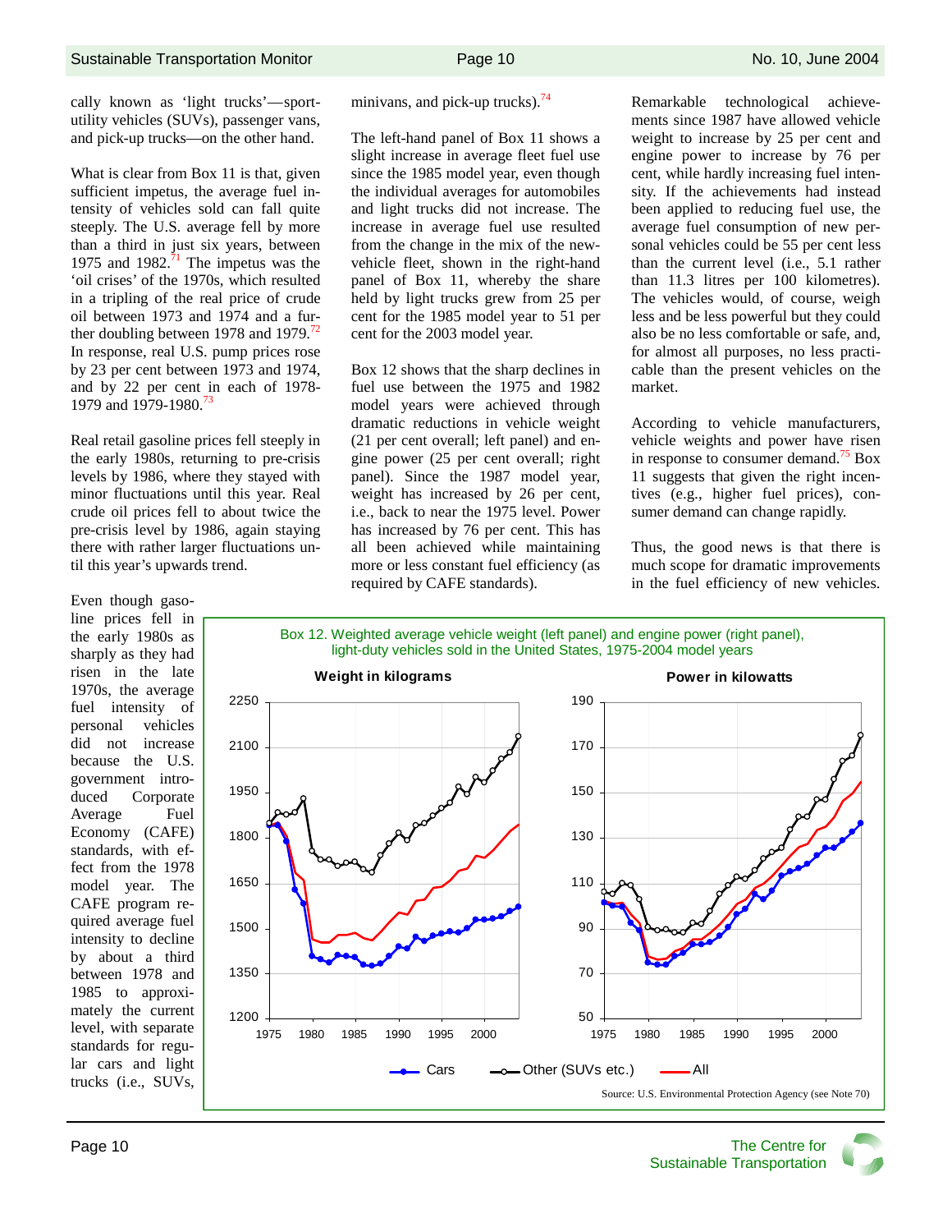cally known as 'light trucks'—sport-utility vehicles (SUVs), passenger vans, and pick-up trucks—on the other hand.

What is clear from Box 11 is that, given sufficient impetus, the average fuel intensity of vehicles sold can fall quite steeply. The U.S. average fell by more than a third in just six years, between 1975 and 1982.[71] The impetus was the 'oil crises' of the 1970s, which resulted in a tripling of the real price of crude oil between 1973 and 1974 and a further doubling between 1978 and 1979.[72] In response, real U.S. pump prices rose by 23 per cent between 1973 and 1974, and by 22 per cent in each of 1978-1979 and 1979-1980.[73]

Real retail gasoline prices fell steeply in the early 1980s, returning to pre-crisis levels by 1986, where they stayed with minor fluctuations until this year. Real crude oil prices fell to about twice the pre-crisis level by 1986, again staying there with rather larger fluctuations until this year's upwards trend.

Even though gasoline prices fell in the early 1980s as sharply as they had risen in the late 1970s, the average fuel intensity of personal vehicles did not increase because the U.S. government introduced Corporate Average Fuel Economy (CAFE) standards, with effect from the 1978 model year. The CAFE program required average fuel intensity to decline by about a third between 1978 and 1985 to approximately the current level, with separate standards for regular cars and light trucks (i.e., SUVs, minivans, and pick-up trucks).[74]

The left-hand panel of Box 11 shows a slight increase in average fleet fuel use since the 1985 model year, even though the individual averages for automobiles and light trucks did not increase. The increase in average fuel use resulted from the change in the mix of the new-vehicle fleet, shown in the right-hand panel of Box 11, whereby the share held by light trucks grew from 25 per cent for the 1985 model year to 51 per cent for the 2003 model year.

Box 12 shows that the sharp declines in fuel use between the 1975 and 1982 model years were achieved through dramatic reductions in vehicle weight (21 per cent overall; left panel) and engine power (25 per cent overall; right panel). Since the 1987 model year, weight has increased by 26 per cent, i.e., back to near the 1975 level. Power has increased by 76 per cent. This has all been achieved while maintaining more or less constant fuel efficiency (as required by CAFE standards).

Remarkable technological achievements since 1987 have allowed vehicle weight to increase by 25 per cent and engine power to increase by 76 per cent, while hardly increasing fuel intensity. If the achievements had instead been applied to reducing fuel use, the average fuel consumption of new personal vehicles could be 55 per cent less than the current level (i.e., 5.1 rather than 11.3 litres per 100 kilometres). The vehicles would, of course, weigh less and be less powerful but they could also be no less comfortable or safe, and, for almost all purposes, no less practicable than the present vehicles on the market.

According to vehicle manufacturers, vehicle weights and power have risen in response to consumer demand.[75] Box 11 suggests that given the right incentives (e.g., higher fuel prices), consumer demand can change rapidly.

Thus, the good news is that there is much scope for dramatic improvements in the fuel efficiency of new vehicles.

Box 12. Weighted average vehicle weight (left panel) and engine power (right panel), light-duty vehicles sold in the United States, 1975-2004 model years

Source: U.S. Environmental Protection Agency (see Note 70)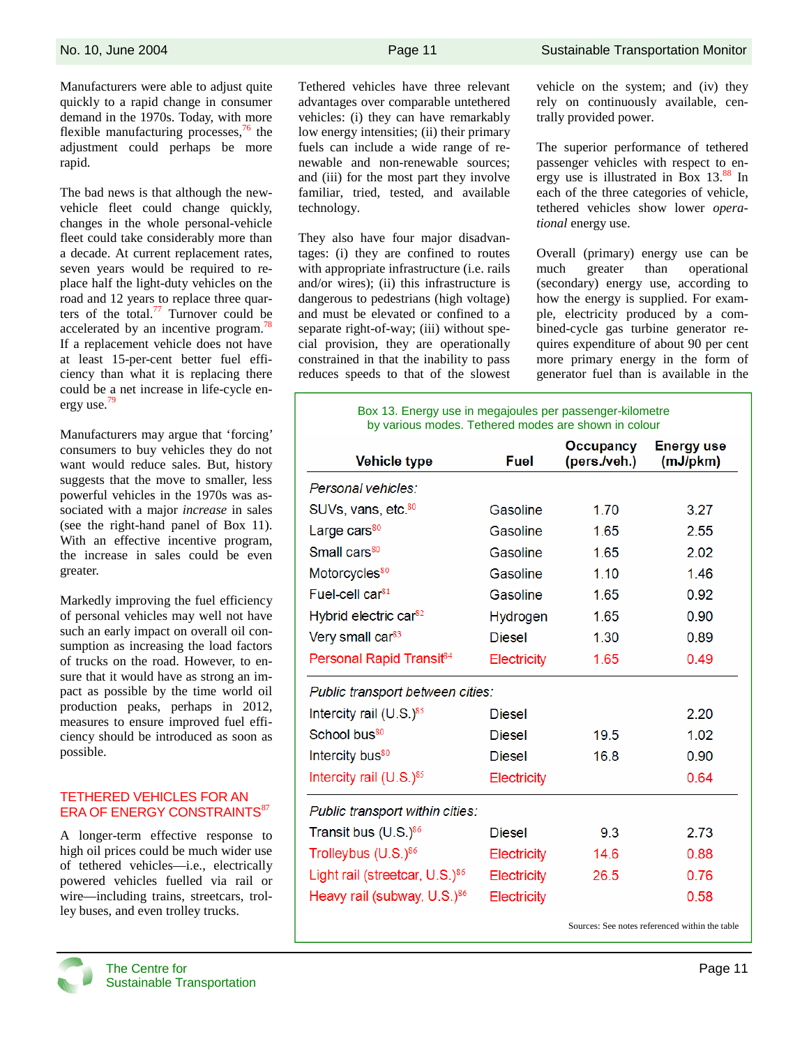Manufacturers were able to adjust quite quickly to a rapid change in consumer demand in the 1970s. Today, with more flexible manufacturing processes,[76] the adjustment could perhaps be more rapid.

The bad news is that although the new-vehicle fleet could change quickly, changes in the whole personal-vehicle fleet could take considerably more than a decade. At current replacement rates, seven years would be required to replace half the light-duty vehicles on the road and 12 years to replace three quarters of the total.[77] Turnover could be accelerated by an incentive program.[78] If a replacement vehicle does not have at least 15-per-cent better fuel efficiency than what it is replacing there could be a net increase in life-cycle energy use.[79]

Manufacturers may argue that 'forcing' consumers to buy vehicles they do not want would reduce sales. But, history suggests that the move to smaller, less powerful vehicles in the 1970s was associated with a major *increase* in sales (see the right-hand panel of Box 11). With an effective incentive program, the increase in sales could be even greater.

Markedly improving the fuel efficiency of personal vehicles may well not have such an early impact on overall oil consumption as increasing the load factors of trucks on the road. However, to ensure that it would have as strong an impact as possible by the time world oil production peaks, perhaps in 2012, measures to ensure improved fuel efficiency should be introduced as soon as possible.

## TETHERED VEHICLES FOR AN ERA OF ENERGY CONSTRAINTS[87]

A longer-term effective response to high oil prices could be much wider use of tethered vehicles—i.e., electrically powered vehicles fuelled via rail or wire—including trains, streetcars, trolley buses, and even trolley trucks.

Tethered vehicles have three relevant advantages over comparable untethered vehicles: (i) they can have remarkably low energy intensities; (ii) their primary fuels can include a wide range of renewable and non-renewable sources; and (iii) for the most part they involve familiar, tried, tested, and available technology.

They also have four major disadvantages: (i) they are confined to routes with appropriate infrastructure (i.e. rails and/or wires); (ii) this infrastructure is dangerous to pedestrians (high voltage) and must be elevated or confined to a separate right-of-way; (iii) without special provision, they are operationally constrained in that the inability to pass reduces speeds to that of the slowest vehicle on the system; and (iv) they rely on continuously available, centrally provided power.

The superior performance of tethered passenger vehicles with respect to energy use is illustrated in Box 13.[88] In each of the three categories of vehicle, tethered vehicles show lower *operational* energy use.

Overall (primary) energy use can be much greater than operational (secondary) energy use, according to how the energy is supplied. For example, electricity produced by a combined-cycle gas turbine generator requires expenditure of about 90 per cent more primary energy in the form of generator fuel than is available in the

**Box 13. Energy use in megajoules per passenger-kilometre by various modes. Tethered modes are shown in colour**

| Vehicle type | Fuel | Occupancy (pers./veh.) | Energy use (mJ/pkm) |
|---|---|---|---|
| *Personal vehicles:* | | | |
| SUVs, vans, etc.[80] | Gasoline | 1.70 | 3.27 |
| Large cars[80] | Gasoline | 1.65 | 2.55 |
| Small cars[80] | Gasoline | 1.65 | 2.02 |
| Motorcycles[80] | Gasoline | 1.10 | 1.46 |
| Fuel-cell car[81] | Gasoline | 1.65 | 0.92 |
| Hybrid electric car[82] | Hydrogen | 1.65 | 0.90 |
| Very small car[83] | Diesel | 1.30 | 0.89 |
| Personal Rapid Transit[84] | Electricity | 1.65 | 0.49 |
| *Public transport between cities:* | | | |
| Intercity rail (U.S.)[85] | Diesel | | 2.20 |
| School bus[80] | Diesel | 19.5 | 1.02 |
| Intercity bus[80] | Diesel | 16.8 | 0.90 |
| Intercity rail (U.S.)[85] | Electricity | | 0.64 |
| *Public transport within cities:* | | | |
| Transit bus (U.S.)[86] | Diesel | 9.3 | 2.73 |
| Trolleybus (U.S.)[86] | Electricity | 14.6 | 0.88 |
| Light rail (streetcar, U.S.)[85] | Electricity | 26.5 | 0.76 |
| Heavy rail (subway, U.S.)[86] | Electricity | | 0.58 |

Sources: See notes referenced within the table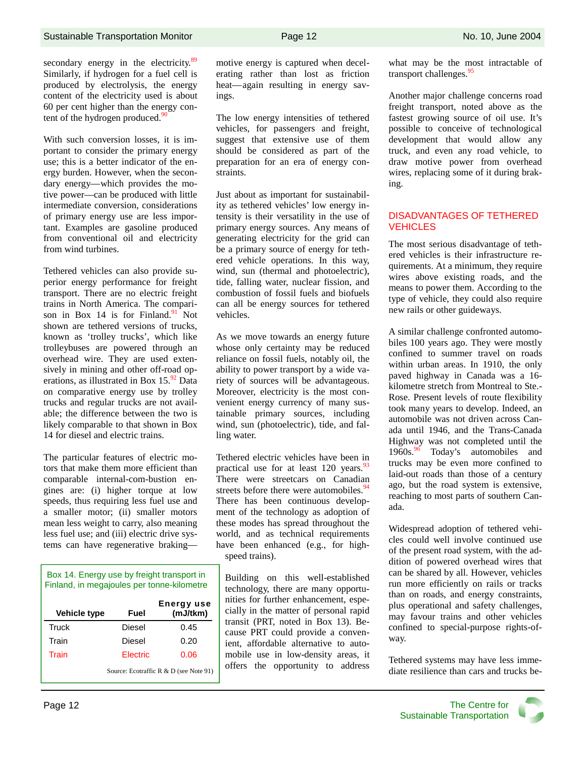secondary energy in the electricity.[89] Similarly, if hydrogen for a fuel cell is produced by electrolysis, the energy content of the electricity used is about 60 per cent higher than the energy content of the hydrogen produced.[90]

With such conversion losses, it is important to consider the primary energy use; this is a better indicator of the energy burden. However, when the secondary energy—which provides the motive power—can be produced with little intermediate conversion, considerations of primary energy use are less important. Examples are gasoline produced from conventional oil and electricity from wind turbines.

Tethered vehicles can also provide superior energy performance for freight transport. There are no electric freight trains in North America. The comparison in Box 14 is for Finland.[91] Not shown are tethered versions of trucks, known as 'trolley trucks', which like trolleybuses are powered through an overhead wire. They are used extensively in mining and other off-road operations, as illustrated in Box 15.[92] Data on comparative energy use by trolley trucks and regular trucks are not available; the difference between the two is likely comparable to that shown in Box 14 for diesel and electric trains.

The particular features of electric motors that make them more efficient than comparable internal-com-bustion engines are: (i) higher torque at low speeds, thus requiring less fuel use and a smaller motor; (ii) smaller motors mean less weight to carry, also meaning less fuel use; and (iii) electric drive systems can have regenerative braking—motive energy is captured when decelerating rather than lost as friction heat—again resulting in energy savings.

Box 14. Energy use by freight transport in Finland, in megajoules per tonne-kilometre

| Vehicle type | Fuel | Energy use (mJ/tkm) |
|---|---|---|
| Truck | Diesel | 0.45 |
| Train | Diesel | 0.20 |
| Train | Electric | 0.06 |

Source: Ecotraffic R & D (see Note 91)

The low energy intensities of tethered vehicles, for passengers and freight, suggest that extensive use of them should be considered as part of the preparation for an era of energy constraints.

Just about as important for sustainability as tethered vehicles' low energy intensity is their versatility in the use of primary energy sources. Any means of generating electricity for the grid can be a primary source of energy for tethered vehicle operations. In this way, wind, sun (thermal and photoelectric), tide, falling water, nuclear fission, and combustion of fossil fuels and biofuels can all be energy sources for tethered vehicles.

As we move towards an energy future whose only certainty may be reduced reliance on fossil fuels, notably oil, the ability to power transport by a wide variety of sources will be advantageous. Moreover, electricity is the most convenient energy currency of many sustainable primary sources, including wind, sun (photoelectric), tide, and falling water.

Tethered electric vehicles have been in practical use for at least 120 years.[93] There were streetcars on Canadian streets before there were automobiles.[94] There has been continuous development of technology as adoption of these modes has spread throughout the world, and as technical requirements have been enhanced (e.g., for high-speed trains).

Building on this well-established technology, there are many opportunities for further enhancement, especially in the matter of personal rapid transit (PRT, noted in Box 13). Because PRT could provide a convenient, affordable alternative to automobile use in low-density areas, it offers the opportunity to address what may be the most intractable of transport challenges.[95]

Another major challenge concerns road freight transport, noted above as the fastest growing source of oil use. It's possible to conceive of technological development that would allow any truck, and even any road vehicle, to draw motive power from overhead wires, replacing some of it during braking.

## DISADVANTAGES OF TETHERED VEHICLES

The most serious disadvantage of tethered vehicles is their infrastructure requirements. At a minimum, they require wires above existing roads, and the means to power them. According to the type of vehicle, they could also require new rails or other guideways.

A similar challenge confronted automobiles 100 years ago. They were mostly confined to summer travel on roads within urban areas. In 1910, the only paved highway in Canada was a 16-kilometre stretch from Montreal to Ste.-Rose. Present levels of route flexibility took many years to develop. Indeed, an automobile was not driven across Canada until 1946, and the Trans-Canada Highway was not completed until the 1960s.[96] Today's automobiles and trucks may be even more confined to laid-out roads than those of a century ago, but the road system is extensive, reaching to most parts of southern Canada.

Widespread adoption of tethered vehicles could well involve continued use of the present road system, with the addition of powered overhead wires that can be shared by all. However, vehicles run more efficiently on rails or tracks than on roads, and energy constraints, plus operational and safety challenges, may favour trains and other vehicles confined to special-purpose rights-of-way.

Tethered systems may have less immediate resilience than cars and trucks be-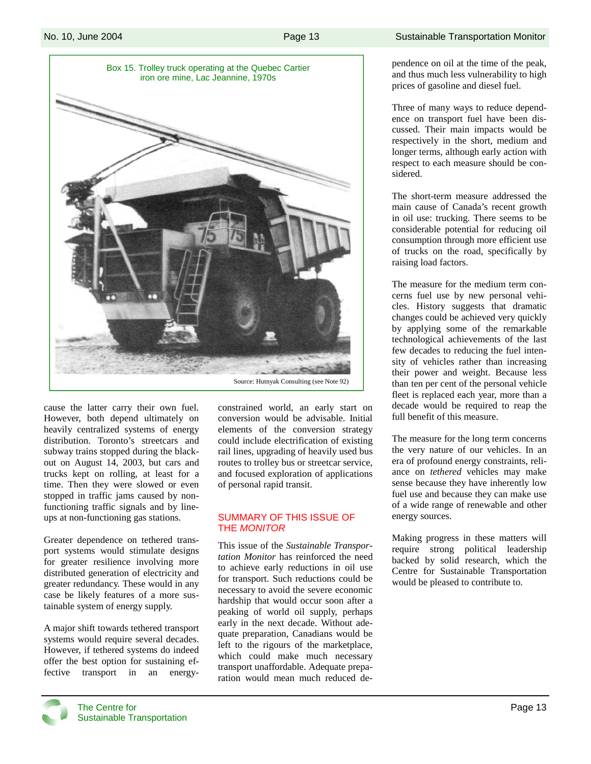Box 15. Trolley truck operating at the Quebec Cartier iron ore mine, Lac Jeannine, 1970s

Source: Hutnyak Consulting (see Note 92)

cause the latter carry their own fuel. However, both depend ultimately on heavily centralized systems of energy distribution. Toronto's streetcars and subway trains stopped during the blackout on August 14, 2003, but cars and trucks kept on rolling, at least for a time. Then they were slowed or even stopped in traffic jams caused by non-functioning traffic signals and by line-ups at non-functioning gas stations.

Greater dependence on tethered transport systems would stimulate designs for greater resilience involving more distributed generation of electricity and greater redundancy. These would in any case be likely features of a more sustainable system of energy supply.

A major shift towards tethered transport systems would require several decades. However, if tethered systems do indeed offer the best option for sustaining effective transport in an energy-constrained world, an early start on conversion would be advisable. Initial elements of the conversion strategy could include electrification of existing rail lines, upgrading of heavily used bus routes to trolley bus or streetcar service, and focused exploration of applications of personal rapid transit.

## SUMMARY OF THIS ISSUE OF THE *MONITOR*

This issue of the *Sustainable Transportation Monitor* has reinforced the need to achieve early reductions in oil use for transport. Such reductions could be necessary to avoid the severe economic hardship that would occur soon after a peaking of world oil supply, perhaps early in the next decade. Without adequate preparation, Canadians would be left to the rigours of the marketplace, which could make much necessary transport unaffordable. Adequate preparation would mean much reduced dependence on oil at the time of the peak, and thus much less vulnerability to high prices of gasoline and diesel fuel.

Three of many ways to reduce dependence on transport fuel have been discussed. Their main impacts would be respectively in the short, medium and longer terms, although early action with respect to each measure should be considered.

The short-term measure addressed the main cause of Canada's recent growth in oil use: trucking. There seems to be considerable potential for reducing oil consumption through more efficient use of trucks on the road, specifically by raising load factors.

The measure for the medium term concerns fuel use by new personal vehicles. History suggests that dramatic changes could be achieved very quickly by applying some of the remarkable technological achievements of the last few decades to reducing the fuel intensity of vehicles rather than increasing their power and weight. Because less than ten per cent of the personal vehicle fleet is replaced each year, more than a decade would be required to reap the full benefit of this measure.

The measure for the long term concerns the very nature of our vehicles. In an era of profound energy constraints, reliance on *tethered* vehicles may make sense because they have inherently low fuel use and because they can make use of a wide range of renewable and other energy sources.

Making progress in these matters will require strong political leadership backed by solid research, which the Centre for Sustainable Transportation would be pleased to contribute to.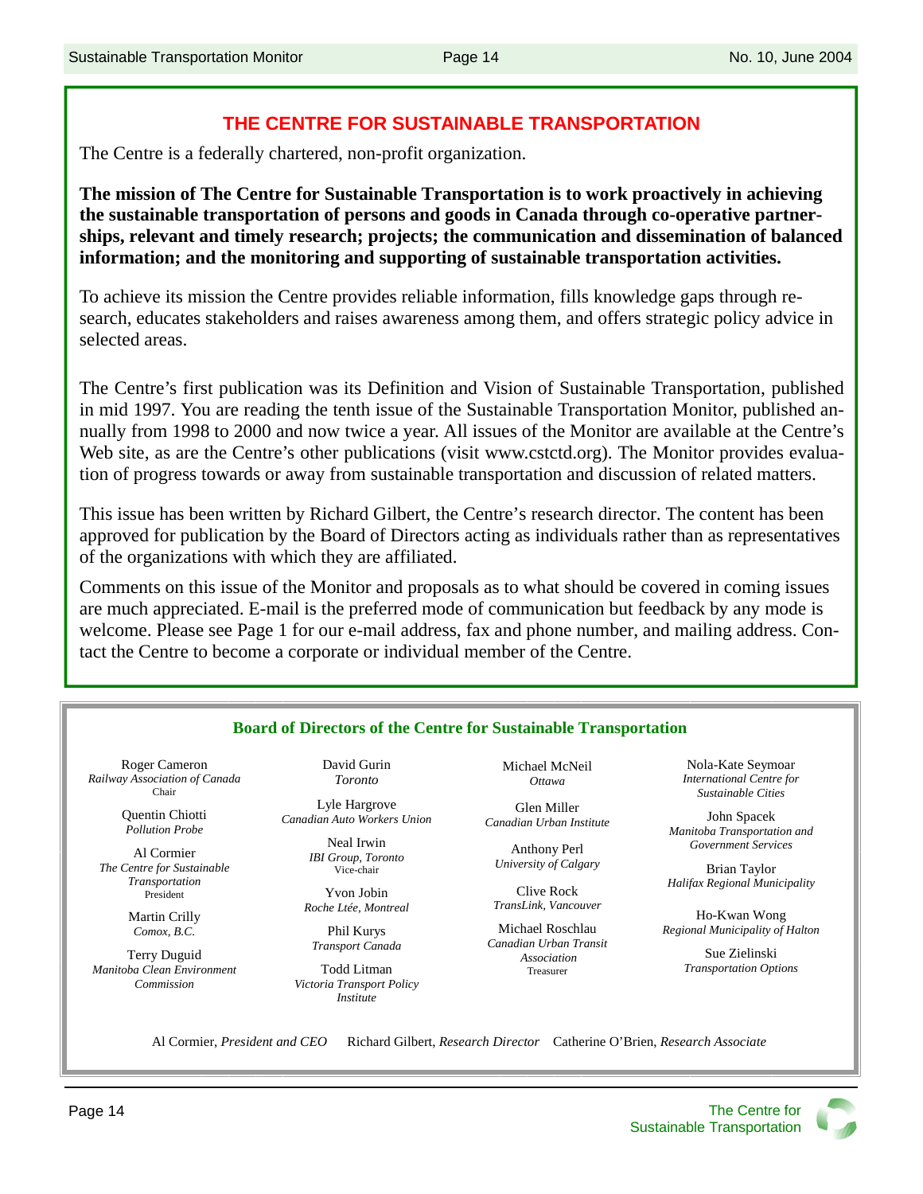## THE CENTRE FOR SUSTAINABLE TRANSPORTATION

The Centre is a federally chartered, non-profit organization.

**The mission of The Centre for Sustainable Transportation is to work proactively in achieving the sustainable transportation of persons and goods in Canada through co-operative partnerships, relevant and timely research; projects; the communication and dissemination of balanced information; and the monitoring and supporting of sustainable transportation activities.**

To achieve its mission the Centre provides reliable information, fills knowledge gaps through research, educates stakeholders and raises awareness among them, and offers strategic policy advice in selected areas.

The Centre's first publication was its Definition and Vision of Sustainable Transportation, published in mid 1997. You are reading the tenth issue of the Sustainable Transportation Monitor, published annually from 1998 to 2000 and now twice a year. All issues of the Monitor are available at the Centre's Web site, as are the Centre's other publications (visit www.cstctd.org). The Monitor provides evaluation of progress towards or away from sustainable transportation and discussion of related matters.

This issue has been written by Richard Gilbert, the Centre's research director. The content has been approved for publication by the Board of Directors acting as individuals rather than as representatives of the organizations with which they are affiliated.

Comments on this issue of the Monitor and proposals as to what should be covered in coming issues are much appreciated. E-mail is the preferred mode of communication but feedback by any mode is welcome. Please see Page 1 for our e-mail address, fax and phone number, and mailing address. Contact the Centre to become a corporate or individual member of the Centre.

### Board of Directors of the Centre for Sustainable Transportation

Roger Cameron
*Railway Association of Canada*
Chair

Quentin Chiotti
*Pollution Probe*

Al Cormier
*The Centre for Sustainable Transportation*
President

Martin Crilly
*Comox, B.C.*

Terry Duguid
*Manitoba Clean Environment Commission*

David Gurin
*Toronto*

Lyle Hargrove
*Canadian Auto Workers Union*

Neal Irwin
*IBI Group, Toronto*
Vice-chair

Yvon Jobin
*Roche Ltée, Montreal*

Phil Kurys
*Transport Canada*

Todd Litman
*Victoria Transport Policy Institute*

Michael McNeil
*Ottawa*

Glen Miller
*Canadian Urban Institute*

Anthony Perl
*University of Calgary*

Clive Rock
*TransLink, Vancouver*

Michael Roschlau
*Canadian Urban Transit Association*
Treasurer

Nola-Kate Seymoar
*International Centre for Sustainable Cities*

John Spacek
*Manitoba Transportation and Government Services*

Brian Taylor
*Halifax Regional Municipality*

Ho-Kwan Wong
*Regional Municipality of Halton*

Sue Zielinski
*Transportation Options*

Al Cormier, *President and CEO* Richard Gilbert, *Research Director* Catherine O'Brien, *Research Associate*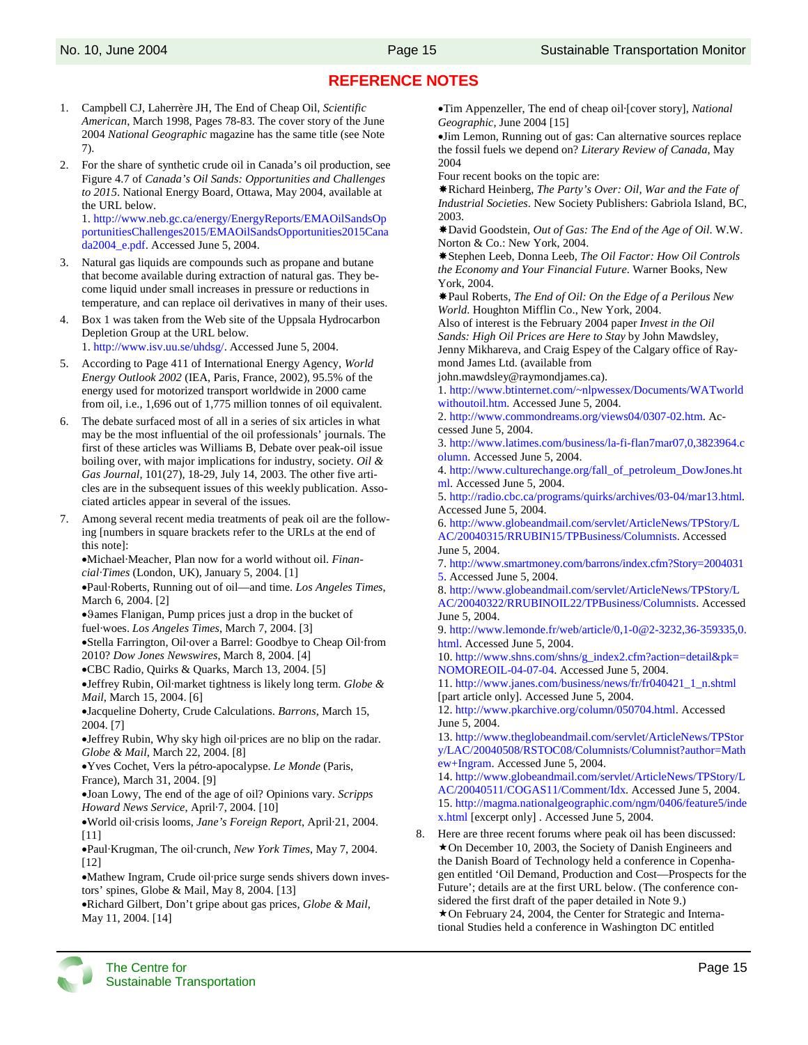# REFERENCE NOTES

1. Campbell CJ, Laherrère JH, The End of Cheap Oil, *Scientific American*, March 1998, Pages 78-83. The cover story of the June 2004 *National Geographic* magazine has the same title (see Note 7).

2. For the share of synthetic crude oil in Canada's oil production, see Figure 4.7 of *Canada's Oil Sands: Opportunities and Challenges to 2015*. National Energy Board, Ottawa, May 2004, available at the URL below.
   1. http://www.neb.gc.ca/energy/EnergyReports/EMAOilSandsOpportunitiesChallenges2015/EMAOilSandsOpportunities2015Canada2004_e.pdf. Accessed June 5, 2004.

3. Natural gas liquids are compounds such as propane and butane that become available during extraction of natural gas. They become liquid under small increases in pressure or reductions in temperature, and can replace oil derivatives in many of their uses.

4. Box 1 was taken from the Web site of the Uppsala Hydrocarbon Depletion Group at the URL below.
   1. http://www.isv.uu.se/uhdsg/. Accessed June 5, 2004.

5. According to Page 411 of International Energy Agency, *World Energy Outlook 2002* (IEA, Paris, France, 2002), 95.5% of the energy used for motorized transport worldwide in 2000 came from oil, i.e., 1,696 out of 1,775 million tonnes of oil equivalent.

6. The debate surfaced most of all in a series of six articles in what may be the most influential of the oil professionals' journals. The first of these articles was Williams B, Debate over peak-oil issue boiling over, with major implications for industry, society. *Oil & Gas Journal*, 101(27), 18-29, July 14, 2003. The other five articles are in the subsequent issues of this weekly publication. Associated articles appear in several of the issues.

7. Among several recent media treatments of peak oil are the following [numbers in square brackets refer to the URLs at the end of this note]:
   - Michael Meacher, Plan now for a world without oil. *Financial Times* (London, UK), January 5, 2004. [1]
   - Paul Roberts, Running out of oil—and time. *Los Angeles Times*, March 6, 2004. [2]
   - James Flanigan, Pump prices just a drop in the bucket of fuel woes. *Los Angeles Times*, March 7, 2004. [3]
   - Stella Farrington, Oil over a Barrel: Goodbye to Cheap Oil from 2010? *Dow Jones Newswires*, March 8, 2004. [4]
   - CBC Radio, Quirks & Quarks, March 13, 2004. [5]
   - Jeffrey Rubin, Oil market tightness is likely long term. *Globe & Mail*, March 15, 2004. [6]
   - Jacqueline Doherty, Crude Calculations. *Barrons*, March 15, 2004. [7]
   - Jeffrey Rubin, Why sky high oil prices are no blip on the radar. *Globe & Mail*, March 22, 2004. [8]
   - Yves Cochet, Vers la pétro-apocalypse. *Le Monde* (Paris, France), March 31, 2004. [9]
   - Joan Lowy, The end of the age of oil? Opinions vary. *Scripps Howard News Service*, April 7, 2004. [10]
   - World oil crisis looms, *Jane's Foreign Report*, April 21, 2004. [11]
   - Paul Krugman, The oil crunch, *New York Times*, May 7, 2004. [12]
   - Mathew Ingram, Crude oil price surge sends shivers down investors' spines, Globe & Mail, May 8, 2004. [13]
   - Richard Gilbert, Don't gripe about gas prices, *Globe & Mail*, May 11, 2004. [14]
   - Tim Appenzeller, The end of cheap oil [cover story], *National Geographic*, June 2004 [15]
   - Jim Lemon, Running out of gas: Can alternative sources replace the fossil fuels we depend on? *Literary Review of Canada*, May 2004

   Four recent books on the topic are:
   - Richard Heinberg, *The Party's Over: Oil, War and the Fate of Industrial Societies*. New Society Publishers: Gabriola Island, BC, 2003.
   - David Goodstein, *Out of Gas: The End of the Age of Oil*. W.W. Norton & Co.: New York, 2004.
   - Stephen Leeb, Donna Leeb, *The Oil Factor: How Oil Controls the Economy and Your Financial Future*. Warner Books, New York, 2004.
   - Paul Roberts, *The End of Oil: On the Edge of a Perilous New World*. Houghton Mifflin Co., New York, 2004.

   Also of interest is the February 2004 paper *Invest in the Oil Sands: High Oil Prices are Here to Stay* by John Mawdsley, Jenny Mikhareva, and Craig Espey of the Calgary office of Raymond James Ltd. (available from john.mawdsley@raymondjames.ca).

   1. http://www.btinternet.com/~nlpwessex/Documents/WATworldwithoutoil.htm. Accessed June 5, 2004.
   2. http://www.commondreams.org/views04/0307-02.htm. Accessed June 5, 2004.
   3. http://www.latimes.com/business/la-fi-flan7mar07,0,3823964.column. Accessed June 5, 2004.
   4. http://www.culturechange.org/fall_of_petroleum_DowJones.html. Accessed June 5, 2004.
   5. http://radio.cbc.ca/programs/quirks/archives/03-04/mar13.html. Accessed June 5, 2004.
   6. http://www.globeandmail.com/servlet/ArticleNews/TPStory/LAC/20040315/RRUBIN15/TPBusiness/Columnists. Accessed June 5, 2004.
   7. http://www.smartmoney.com/barrons/index.cfm?Story=20040315. Accessed June 5, 2004.
   8. http://www.globeandmail.com/servlet/ArticleNews/TPStory/LAC/20040322/RRUBINOIL22/TPBusiness/Columnists. Accessed June 5, 2004.
   9. http://www.lemonde.fr/web/article/0,1-0@2-3232,36-359335,0.html. Accessed June 5, 2004.
   10. http://www.shns.com/shns/g_index2.cfm?action=detail&pk=NOMOREOIL-04-07-04. Accessed June 5, 2004.
   11. http://www.janes.com/business/news/fr/fr040421_1_n.shtml [part article only]. Accessed June 5, 2004.
   12. http://www.pkarchive.org/column/050704.html. Accessed June 5, 2004.
   13. http://www.theglobeandmail.com/servlet/ArticleNews/TPStory/LAC/20040508/RSTOC08/Columnists/Columnist?author=Mathew+Ingram. Accessed June 5, 2004.
   14. http://www.globeandmail.com/servlet/ArticleNews/TPStory/LAC/20040511/COGAS11/Comment/Idx. Accessed June 5, 2004.
   15. http://magma.nationalgeographic.com/ngm/0406/feature5/index.html [excerpt only] . Accessed June 5, 2004.

8. Here are three recent forums where peak oil has been discussed:
   - ★On December 10, 2003, the Society of Danish Engineers and the Danish Board of Technology held a conference in Copenhagen entitled 'Oil Demand, Production and Cost—Prospects for the Future'; details are at the first URL below. (The conference considered the first draft of the paper detailed in Note 9.)
   - ★On February 24, 2004, the Center for Strategic and International Studies held a conference in Washington DC entitled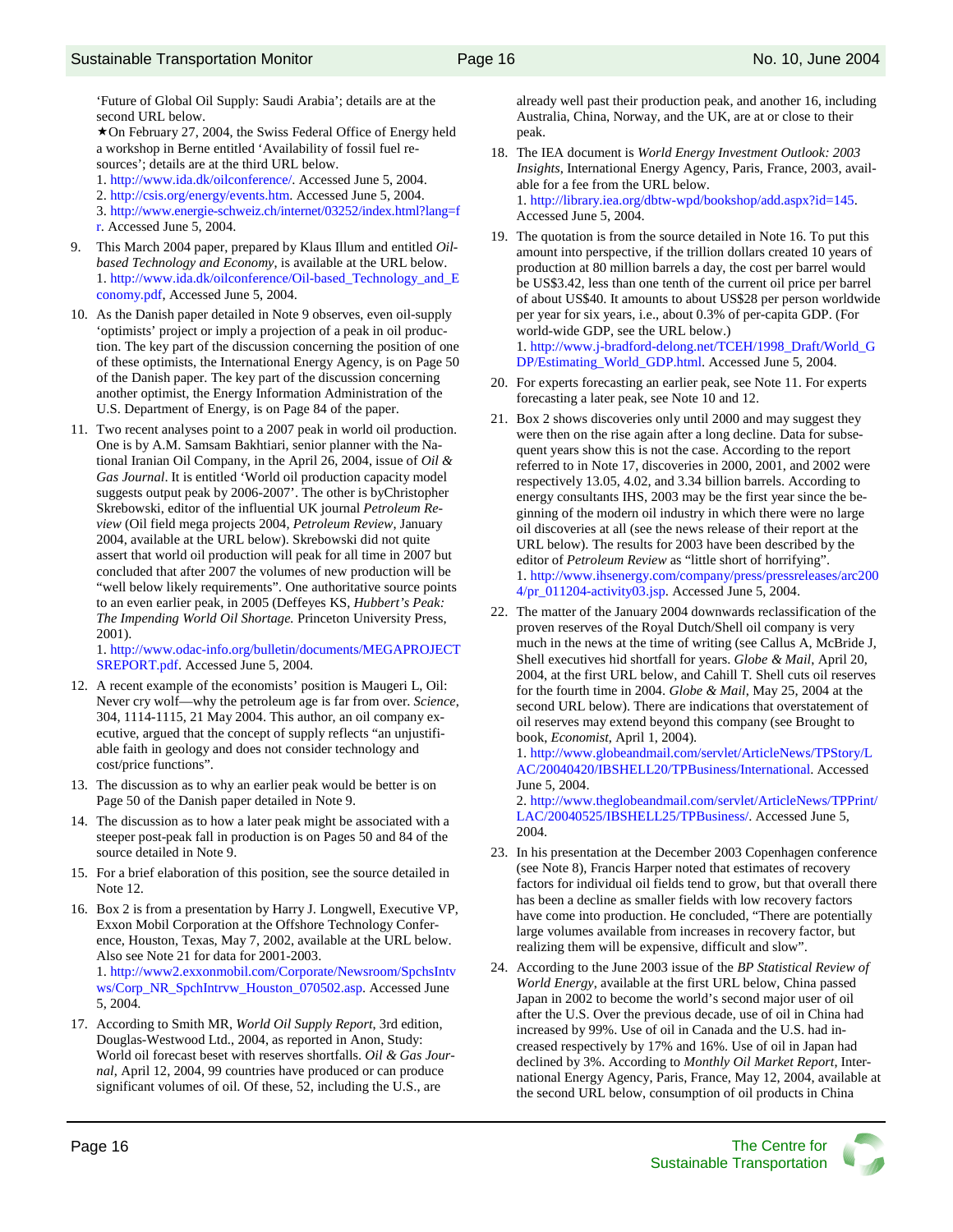'Future of Global Oil Supply: Saudi Arabia'; details are at the second URL below.

★On February 27, 2004, the Swiss Federal Office of Energy held a workshop in Berne entitled 'Availability of fossil fuel resources'; details are at the third URL below.

1. http://www.ida.dk/oilconference/. Accessed June 5, 2004.
2. http://csis.org/energy/events.htm. Accessed June 5, 2004.
3. http://www.energie-schweiz.ch/internet/03252/index.html?lang=fr. Accessed June 5, 2004.

9. This March 2004 paper, prepared by Klaus Illum and entitled *Oil-based Technology and Economy*, is available at the URL below.
   1. http://www.ida.dk/oilconference/Oil-based_Technology_and_Economy.pdf, Accessed June 5, 2004.

10. As the Danish paper detailed in Note 9 observes, even oil-supply 'optimists' project or imply a projection of a peak in oil production. The key part of the discussion concerning the position of one of these optimists, the International Energy Agency, is on Page 50 of the Danish paper. The key part of the discussion concerning another optimist, the Energy Information Administration of the U.S. Department of Energy, is on Page 84 of the paper.

11. Two recent analyses point to a 2007 peak in world oil production. One is by A.M. Samsam Bakhtiari, senior planner with the National Iranian Oil Company, in the April 26, 2004, issue of *Oil & Gas Journal*. It is entitled 'World oil production capacity model suggests output peak by 2006-2007'. The other is byChristopher Skrebowski, editor of the influential UK journal *Petroleum Review* (Oil field mega projects 2004, *Petroleum Review*, January 2004, available at the URL below). Skrebowski did not quite assert that world oil production will peak for all time in 2007 but concluded that after 2007 the volumes of new production will be "well below likely requirements". One authoritative source points to an even earlier peak, in 2005 (Deffeyes KS, *Hubbert's Peak: The Impending World Oil Shortage.* Princeton University Press, 2001).
    1. http://www.odac-info.org/bulletin/documents/MEGAPROJECTSREPORT.pdf. Accessed June 5, 2004.

12. A recent example of the economists' position is Maugeri L, Oil: Never cry wolf—why the petroleum age is far from over. *Science*, 304, 1114-1115, 21 May 2004. This author, an oil company executive, argued that the concept of supply reflects "an unjustifiable faith in geology and does not consider technology and cost/price functions".

13. The discussion as to why an earlier peak would be better is on Page 50 of the Danish paper detailed in Note 9.

14. The discussion as to how a later peak might be associated with a steeper post-peak fall in production is on Pages 50 and 84 of the source detailed in Note 9.

15. For a brief elaboration of this position, see the source detailed in Note 12.

16. Box 2 is from a presentation by Harry J. Longwell, Executive VP, Exxon Mobil Corporation at the Offshore Technology Conference, Houston, Texas, May 7, 2002, available at the URL below. Also see Note 21 for data for 2001-2003.
    1. http://www2.exxonmobil.com/Corporate/Newsroom/SpchsIntvws/Corp_NR_SpchIntrvw_Houston_070502.asp. Accessed June 5, 2004.

17. According to Smith MR, *World Oil Supply Report*, 3rd edition, Douglas-Westwood Ltd., 2004, as reported in Anon, Study: World oil forecast beset with reserves shortfalls. *Oil & Gas Journal*, April 12, 2004, 99 countries have produced or can produce significant volumes of oil. Of these, 52, including the U.S., are already well past their production peak, and another 16, including Australia, China, Norway, and the UK, are at or close to their peak.

18. The IEA document is *World Energy Investment Outlook: 2003 Insights*, International Energy Agency, Paris, France, 2003, available for a fee from the URL below.
    1. http://library.iea.org/dbtw-wpd/bookshop/add.aspx?id=145. Accessed June 5, 2004.

19. The quotation is from the source detailed in Note 16. To put this amount into perspective, if the trillion dollars created 10 years of production at 80 million barrels a day, the cost per barrel would be US$3.42, less than one tenth of the current oil price per barrel of about US$40. It amounts to about US$28 per person worldwide per year for six years, i.e., about 0.3% of per-capita GDP. (For world-wide GDP, see the URL below.)
    1. http://www.j-bradford-delong.net/TCEH/1998_Draft/World_GDP/Estimating_World_GDP.html. Accessed June 5, 2004.

20. For experts forecasting an earlier peak, see Note 11. For experts forecasting a later peak, see Note 10 and 12.

21. Box 2 shows discoveries only until 2000 and may suggest they were then on the rise again after a long decline. Data for subsequent years show this is not the case. According to the report referred to in Note 17, discoveries in 2000, 2001, and 2002 were respectively 13.05, 4.02, and 3.34 billion barrels. According to energy consultants IHS, 2003 may be the first year since the beginning of the modern oil industry in which there were no large oil discoveries at all (see the news release of their report at the URL below). The results for 2003 have been described by the editor of *Petroleum Review* as "little short of horrifying".
    1. http://www.ihsenergy.com/company/press/pressreleases/arc2004/pr_011204-activity03.jsp. Accessed June 5, 2004.

22. The matter of the January 2004 downwards reclassification of the proven reserves of the Royal Dutch/Shell oil company is very much in the news at the time of writing (see Callus A, McBride J, Shell executives hid shortfall for years. *Globe & Mail*, April 20, 2004, at the first URL below, and Cahill T. Shell cuts oil reserves for the fourth time in 2004. *Globe & Mail*, May 25, 2004 at the second URL below). There are indications that overstatement of oil reserves may extend beyond this company (see Brought to book, *Economist*, April 1, 2004).
    1. http://www.globeandmail.com/servlet/ArticleNews/TPStory/LAC/20040420/IBSHELL20/TPBusiness/International. Accessed June 5, 2004.
    2. http://www.theglobeandmail.com/servlet/ArticleNews/TPPrint/LAC/20040525/IBSHELL25/TPBusiness/. Accessed June 5, 2004.

23. In his presentation at the December 2003 Copenhagen conference (see Note 8), Francis Harper noted that estimates of recovery factors for individual oil fields tend to grow, but that overall there has been a decline as smaller fields with low recovery factors have come into production. He concluded, "There are potentially large volumes available from increases in recovery factor, but realizing them will be expensive, difficult and slow".

24. According to the June 2003 issue of the *BP Statistical Review of World Energy*, available at the first URL below, China passed Japan in 2002 to become the world's second major user of oil after the U.S. Over the previous decade, use of oil in China had increased by 99%. Use of oil in Canada and the U.S. had increased respectively by 17% and 16%. Use of oil in Japan had declined by 3%. According to *Monthly Oil Market Report*, International Energy Agency, Paris, France, May 12, 2004, available at the second URL below, consumption of oil products in China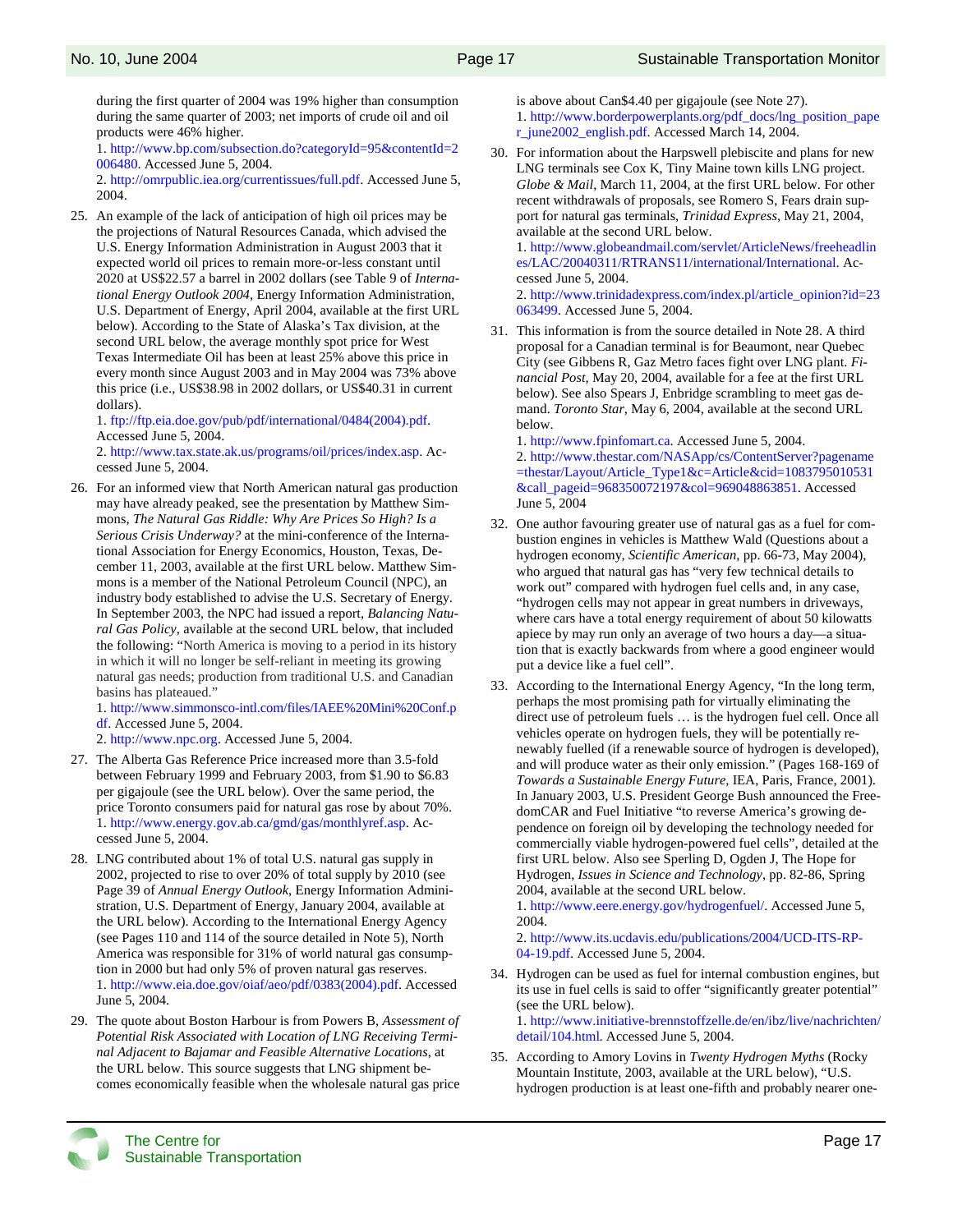during the first quarter of 2004 was 19% higher than consumption during the same quarter of 2003; net imports of crude oil and oil products were 46% higher.
1. http://www.bp.com/subsection.do?categoryId=95&contentId=2006480. Accessed June 5, 2004.
2. http://omrpublic.iea.org/currentissues/full.pdf. Accessed June 5, 2004.

25. An example of the lack of anticipation of high oil prices may be the projections of Natural Resources Canada, which advised the U.S. Energy Information Administration in August 2003 that it expected world oil prices to remain more-or-less constant until 2020 at US$22.57 a barrel in 2002 dollars (see Table 9 of *International Energy Outlook 2004*, Energy Information Administration, U.S. Department of Energy, April 2004, available at the first URL below). According to the State of Alaska's Tax division, at the second URL below, the average monthly spot price for West Texas Intermediate Oil has been at least 25% above this price in every month since August 2003 and in May 2004 was 73% above this price (i.e., US$38.98 in 2002 dollars, or US$40.31 in current dollars).
1. ftp://ftp.eia.doe.gov/pub/pdf/international/0484(2004).pdf. Accessed June 5, 2004.
2. http://www.tax.state.ak.us/programs/oil/prices/index.asp. Accessed June 5, 2004.

26. For an informed view that North American natural gas production may have already peaked, see the presentation by Matthew Simmons, *The Natural Gas Riddle: Why Are Prices So High? Is a Serious Crisis Underway?* at the mini-conference of the International Association for Energy Economics, Houston, Texas, December 11, 2003, available at the first URL below. Matthew Simmons is a member of the National Petroleum Council (NPC), an industry body established to advise the U.S. Secretary of Energy. In September 2003, the NPC had issued a report, *Balancing Natural Gas Policy*, available at the second URL below, that included the following: "North America is moving to a period in its history in which it will no longer be self-reliant in meeting its growing natural gas needs; production from traditional U.S. and Canadian basins has plateaued."
1. http://www.simmonsco-intl.com/files/IAEE%20Mini%20Conf.pdf. Accessed June 5, 2004.
2. http://www.npc.org. Accessed June 5, 2004.

27. The Alberta Gas Reference Price increased more than 3.5-fold between February 1999 and February 2003, from $1.90 to $6.83 per gigajoule (see the URL below). Over the same period, the price Toronto consumers paid for natural gas rose by about 70%.
1. http://www.energy.gov.ab.ca/gmd/gas/monthlyref.asp. Accessed June 5, 2004.

28. LNG contributed about 1% of total U.S. natural gas supply in 2002, projected to rise to over 20% of total supply by 2010 (see Page 39 of *Annual Energy Outlook*, Energy Information Administration, U.S. Department of Energy, January 2004, available at the URL below). According to the International Energy Agency (see Pages 110 and 114 of the source detailed in Note 5), North America was responsible for 31% of world natural gas consumption in 2000 but had only 5% of proven natural gas reserves.
1. http://www.eia.doe.gov/oiaf/aeo/pdf/0383(2004).pdf. Accessed June 5, 2004.

29. The quote about Boston Harbour is from Powers B, *Assessment of Potential Risk Associated with Location of LNG Receiving Terminal Adjacent to Bajamar and Feasible Alternative Locations*, at the URL below. This source suggests that LNG shipment becomes economically feasible when the wholesale natural gas price is above about Can$4.40 per gigajoule (see Note 27).
1. http://www.borderpowerplants.org/pdf_docs/lng_position_paper_june2002_english.pdf. Accessed March 14, 2004.

30. For information about the Harpswell plebiscite and plans for new LNG terminals see Cox K, Tiny Maine town kills LNG project. *Globe & Mail*, March 11, 2004, at the first URL below. For other recent withdrawals of proposals, see Romero S, Fears drain support for natural gas terminals, *Trinidad Express*, May 21, 2004, available at the second URL below.
1. http://www.globeandmail.com/servlet/ArticleNews/freeheadlines/LAC/20040311/RTRANS11/international/International. Accessed June 5, 2004.
2. http://www.trinidadexpress.com/index.pl/article_opinion?id=23063499. Accessed June 5, 2004.

31. This information is from the source detailed in Note 28. A third proposal for a Canadian terminal is for Beaumont, near Quebec City (see Gibbens R, Gaz Metro faces fight over LNG plant. *Financial Post*, May 20, 2004, available for a fee at the first URL below). See also Spears J, Enbridge scrambling to meet gas demand. *Toronto Star*, May 6, 2004, available at the second URL below.
1. http://www.fpinfomart.ca. Accessed June 5, 2004.
2. http://www.thestar.com/NASApp/cs/ContentServer?pagename=thestar/Layout/Article_Type1&c=Article&cid=1083795010531&call_pageid=968350072197&col=969048863851. Accessed June 5, 2004

32. One author favouring greater use of natural gas as a fuel for combustion engines in vehicles is Matthew Wald (Questions about a hydrogen economy, *Scientific American*, pp. 66-73, May 2004), who argued that natural gas has "very few technical details to work out" compared with hydrogen fuel cells and, in any case, "hydrogen cells may not appear in great numbers in driveways, where cars have a total energy requirement of about 50 kilowatts apiece by may run only an average of two hours a day—a situation that is exactly backwards from where a good engineer would put a device like a fuel cell".

33. According to the International Energy Agency, "In the long term, perhaps the most promising path for virtually eliminating the direct use of petroleum fuels … is the hydrogen fuel cell. Once all vehicles operate on hydrogen fuels, they will be potentially renewably fuelled (if a renewable source of hydrogen is developed), and will produce water as their only emission." (Pages 168-169 of *Towards a Sustainable Energy Future*, IEA, Paris, France, 2001). In January 2003, U.S. President George Bush announced the FreedomCAR and Fuel Initiative "to reverse America's growing dependence on foreign oil by developing the technology needed for commercially viable hydrogen-powered fuel cells", detailed at the first URL below. Also see Sperling D, Ogden J, The Hope for Hydrogen, *Issues in Science and Technology*, pp. 82-86, Spring 2004, available at the second URL below.
1. http://www.eere.energy.gov/hydrogenfuel/. Accessed June 5, 2004.
2. http://www.its.ucdavis.edu/publications/2004/UCD-ITS-RP-04-19.pdf. Accessed June 5, 2004.

34. Hydrogen can be used as fuel for internal combustion engines, but its use in fuel cells is said to offer "significantly greater potential" (see the URL below).
1. http://www.initiative-brennstoffzelle.de/en/ibz/live/nachrichten/detail/104.html. Accessed June 5, 2004.

35. According to Amory Lovins in *Twenty Hydrogen Myths* (Rocky Mountain Institute, 2003, available at the URL below), "U.S. hydrogen production is at least one-fifth and probably nearer one-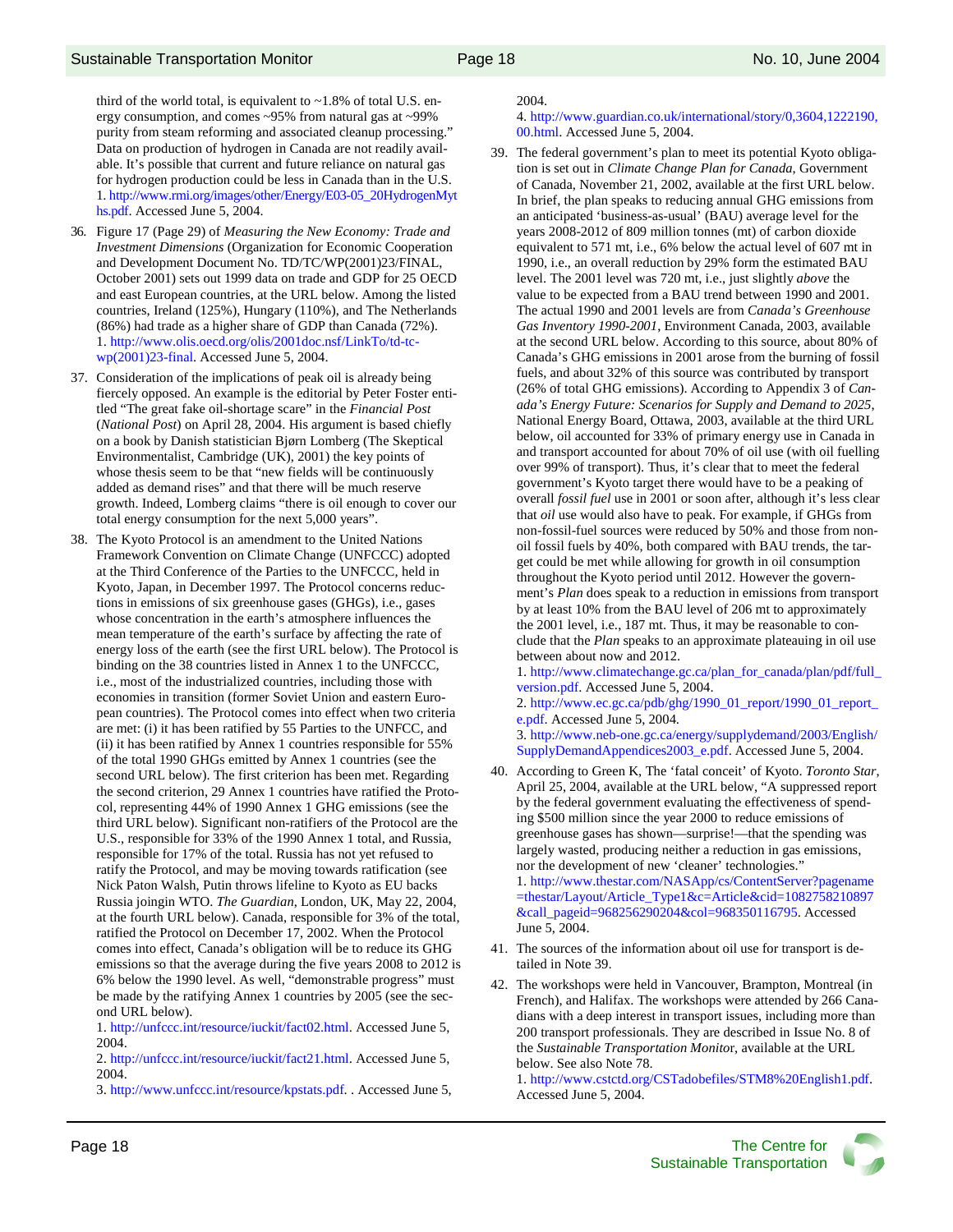third of the world total, is equivalent to ~1.8% of total U.S. energy consumption, and comes ~95% from natural gas at ~99% purity from steam reforming and associated cleanup processing." Data on production of hydrogen in Canada are not readily available. It's possible that current and future reliance on natural gas for hydrogen production could be less in Canada than in the U.S.
1. http://www.rmi.org/images/other/Energy/E03-05_20HydrogenMyths.pdf. Accessed June 5, 2004.

36. Figure 17 (Page 29) of *Measuring the New Economy: Trade and Investment Dimensions* (Organization for Economic Cooperation and Development Document No. TD/TC/WP(2001)23/FINAL, October 2001) sets out 1999 data on trade and GDP for 25 OECD and east European countries, at the URL below. Among the listed countries, Ireland (125%), Hungary (110%), and The Netherlands (86%) had trade as a higher share of GDP than Canada (72%).
1. http://www.olis.oecd.org/olis/2001doc.nsf/LinkTo/td-tc-wp(2001)23-final. Accessed June 5, 2004.

37. Consideration of the implications of peak oil is already being fiercely opposed. An example is the editorial by Peter Foster entitled "The great fake oil-shortage scare" in the *Financial Post* (*National Post*) on April 28, 2004. His argument is based chiefly on a book by Danish statistician Bjørn Lomberg (The Skeptical Environmentalist, Cambridge (UK), 2001) the key points of whose thesis seem to be that "new fields will be continuously added as demand rises" and that there will be much reserve growth. Indeed, Lomberg claims "there is oil enough to cover our total energy consumption for the next 5,000 years".

38. The Kyoto Protocol is an amendment to the United Nations Framework Convention on Climate Change (UNFCCC) adopted at the Third Conference of the Parties to the UNFCCC, held in Kyoto, Japan, in December 1997. The Protocol concerns reductions in emissions of six greenhouse gases (GHGs), i.e., gases whose concentration in the earth's atmosphere influences the mean temperature of the earth's surface by affecting the rate of energy loss of the earth (see the first URL below). The Protocol is binding on the 38 countries listed in Annex 1 to the UNFCCC, i.e., most of the industrialized countries, including those with economies in transition (former Soviet Union and eastern European countries). The Protocol comes into effect when two criteria are met: (i) it has been ratified by 55 Parties to the UNFCC, and (ii) it has been ratified by Annex 1 countries responsible for 55% of the total 1990 GHGs emitted by Annex 1 countries (see the second URL below). The first criterion has been met. Regarding the second criterion, 29 Annex 1 countries have ratified the Protocol, representing 44% of 1990 Annex 1 GHG emissions (see the third URL below). Significant non-ratifiers of the Protocol are the U.S., responsible for 33% of the 1990 Annex 1 total, and Russia, responsible for 17% of the total. Russia has not yet refused to ratify the Protocol, and may be moving towards ratification (see Nick Paton Walsh, Putin throws lifeline to Kyoto as EU backs Russia joingin WTO. *The Guardian*, London, UK, May 22, 2004, at the fourth URL below). Canada, responsible for 3% of the total, ratified the Protocol on December 17, 2002. When the Protocol comes into effect, Canada's obligation will be to reduce its GHG emissions so that the average during the five years 2008 to 2012 is 6% below the 1990 level. As well, "demonstrable progress" must be made by the ratifying Annex 1 countries by 2005 (see the second URL below).
1. http://unfccc.int/resource/iuckit/fact02.html. Accessed June 5, 2004.
2. http://unfccc.int/resource/iuckit/fact21.html. Accessed June 5, 2004.
3. http://www.unfccc.int/resource/kpstats.pdf. . Accessed June 5, 2004.
4. http://www.guardian.co.uk/international/story/0,3604,1222190,00.html. Accessed June 5, 2004.

39. The federal government's plan to meet its potential Kyoto obligation is set out in *Climate Change Plan for Canada*, Government of Canada, November 21, 2002, available at the first URL below. In brief, the plan speaks to reducing annual GHG emissions from an anticipated 'business-as-usual' (BAU) average level for the years 2008-2012 of 809 million tonnes (mt) of carbon dioxide equivalent to 571 mt, i.e., 6% below the actual level of 607 mt in 1990, i.e., an overall reduction by 29% form the estimated BAU level. The 2001 level was 720 mt, i.e., just slightly *above* the value to be expected from a BAU trend between 1990 and 2001. The actual 1990 and 2001 levels are from *Canada's Greenhouse Gas Inventory 1990-2001*, Environment Canada, 2003, available at the second URL below. According to this source, about 80% of Canada's GHG emissions in 2001 arose from the burning of fossil fuels, and about 32% of this source was contributed by transport (26% of total GHG emissions). According to Appendix 3 of *Canada's Energy Future: Scenarios for Supply and Demand to 2025*, National Energy Board, Ottawa, 2003, available at the third URL below, oil accounted for 33% of primary energy use in Canada in and transport accounted for about 70% of oil use (with oil fuelling over 99% of transport). Thus, it's clear that to meet the federal government's Kyoto target there would have to be a peaking of overall *fossil fuel* use in 2001 or soon after, although it's less clear that *oil* use would also have to peak. For example, if GHGs from non-fossil-fuel sources were reduced by 50% and those from non-oil fossil fuels by 40%, both compared with BAU trends, the target could be met while allowing for growth in oil consumption throughout the Kyoto period until 2012. However the government's *Plan* does speak to a reduction in emissions from transport by at least 10% from the BAU level of 206 mt to approximately the 2001 level, i.e., 187 mt. Thus, it may be reasonable to conclude that the *Plan* speaks to an approximate plateauing in oil use between about now and 2012.
1. http://www.climatechange.gc.ca/plan_for_canada/plan/pdf/full_version.pdf. Accessed June 5, 2004.
2. http://www.ec.gc.ca/pdb/ghg/1990_01_report/1990_01_report_e.pdf. Accessed June 5, 2004.
3. http://www.neb-one.gc.ca/energy/supplydemand/2003/English/SupplyDemandAppendices2003_e.pdf. Accessed June 5, 2004.

40. According to Green K, The 'fatal conceit' of Kyoto. *Toronto Star*, April 25, 2004, available at the URL below, "A suppressed report by the federal government evaluating the effectiveness of spending $500 million since the year 2000 to reduce emissions of greenhouse gases has shown—surprise!—that the spending was largely wasted, producing neither a reduction in gas emissions, nor the development of new 'cleaner' technologies."
1. http://www.thestar.com/NASApp/cs/ContentServer?pagename=thestar/Layout/Article_Type1&c=Article&cid=1082758210897&call_pageid=968256290204&col=968350116795. Accessed June 5, 2004.

41. The sources of the information about oil use for transport is detailed in Note 39.

42. The workshops were held in Vancouver, Brampton, Montreal (in French), and Halifax. The workshops were attended by 266 Canadians with a deep interest in transport issues, including more than 200 transport professionals. They are described in Issue No. 8 of the *Sustainable Transportation Monito*r, available at the URL below. See also Note 78.
1. http://www.cstctd.org/CSTadobefiles/STM8%20English1.pdf. Accessed June 5, 2004.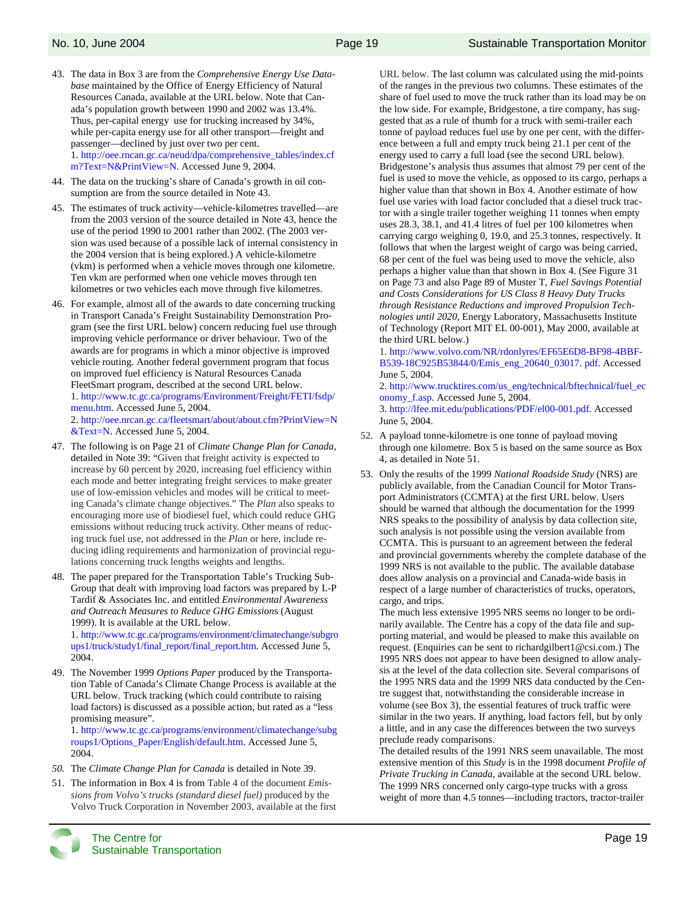43. The data in Box 3 are from the *Comprehensive Energy Use Database* maintained by the Office of Energy Efficiency of Natural Resources Canada, available at the URL below. Note that Canada's population growth between 1990 and 2002 was 13.4%. Thus, per-capital energy use for trucking increased by 34%, while per-capita energy use for all other transport—freight and passenger—declined by just over two per cent.
   1. http://oee.rncan.gc.ca/neud/dpa/comprehensive_tables/index.cfm?Text=N&PrintView=N. Accessed June 9, 2004.

44. The data on the trucking's share of Canada's growth in oil consumption are from the source detailed in Note 43.

45. The estimates of truck activity—vehicle-kilometres travelled—are from the 2003 version of the source detailed in Note 43, hence the use of the period 1990 to 2001 rather than 2002. (The 2003 version was used because of a possible lack of internal consistency in the 2004 version that is being explored.) A vehicle-kilometre (vkm) is performed when a vehicle moves through one kilometre. Ten vkm are performed when one vehicle moves through ten kilometres or two vehicles each move through five kilometres.

46. For example, almost all of the awards to date concerning trucking in Transport Canada's Freight Sustainability Demonstration Program (see the first URL below) concern reducing fuel use through improving vehicle performance or driver behaviour. Two of the awards are for programs in which a minor objective is improved vehicle routing. Another federal government program that focus on improved fuel efficiency is Natural Resources Canada FleetSmart program, described at the second URL below.
   1. http://www.tc.gc.ca/programs/Environment/Freight/FETI/fsdp/menu.htm. Accessed June 5, 2004.
   2. http://oee.nrcan.gc.ca/fleetsmart/about/about.cfm?PrintView=N&Text=N. Accessed June 5, 2004.

47. The following is on Page 21 of *Climate Change Plan for Canada*, detailed in Note 39: "Given that freight activity is expected to increase by 60 percent by 2020, increasing fuel efficiency within each mode and better integrating freight services to make greater use of low-emission vehicles and modes will be critical to meeting Canada's climate change objectives." The *Plan* also speaks to encouraging more use of biodiesel fuel, which could reduce GHG emissions without reducing truck activity. Other means of reducing truck fuel use, not addressed in the *Plan* or here, include reducing idling requirements and harmonization of provincial regulations concerning truck lengths weights and lengths.

48. The paper prepared for the Transportation Table's Trucking Sub-Group that dealt with improving load factors was prepared by L-P Tardif & Associates Inc. and entitled *Environmental Awareness and Outreach Measures to Reduce GHG Emissions* (August 1999). It is available at the URL below.
   1. http://www.tc.gc.ca/programs/environment/climatechange/subgroups1/truck/study1/final_report/final_report.htm. Accessed June 5, 2004.

49. The November 1999 *Options Paper* produced by the Transportation Table of Canada's Climate Change Process is available at the URL below. Truck tracking (which could contribute to raising load factors) is discussed as a possible action, but rated as a "less promising measure".
   1. http://www.tc.gc.ca/programs/environment/climatechange/subgroups1/Options_Paper/English/default.htm. Accessed June 5, 2004.

50. The *Climate Change Plan for Canada* is detailed in Note 39.

51. The information in Box 4 is from Table 4 of the document *Emissions from Volvo's trucks (standard diesel fuel)* produced by the Volvo Truck Corporation in November 2003, available at the first URL below. The last column was calculated using the mid-points of the ranges in the previous two columns. These estimates of the share of fuel used to move the truck rather than its load may be on the low side. For example, Bridgestone, a tire company, has suggested that as a rule of thumb for a truck with semi-trailer each tonne of payload reduces fuel use by one per cent, with the difference between a full and empty truck being 21.1 per cent of the energy used to carry a full load (see the second URL below). Bridgestone's analysis thus assumes that almost 79 per cent of the fuel is used to move the vehicle, as opposed to its cargo, perhaps a higher value than that shown in Box 4. Another estimate of how fuel use varies with load factor concluded that a diesel truck tractor with a single trailer together weighing 11 tonnes when empty uses 28.3, 38.1, and 41.4 litres of fuel per 100 kilometres when carrying cargo weighing 0, 19.0, and 25.3 tonnes, respectively. It follows that when the largest weight of cargo was being carried, 68 per cent of the fuel was being used to move the vehicle, also perhaps a higher value than that shown in Box 4. (See Figure 31 on Page 73 and also Page 89 of Muster T, *Fuel Savings Potential and Costs Considerations for US Class 8 Heavy Duty Trucks through Resistance Reductions and improved Propulsion Technologies until 2020*, Energy Laboratory, Massachusetts Institute of Technology (Report MIT EL 00-001), May 2000, available at the third URL below.)
   1. http://www.volvo.com/NR/rdonlyres/EF65E6D8-BF98-4BBF-B539-18C925B53844/0/Emis_eng_20640_03017.pdf. Accessed June 5, 2004.
   2. http://www.trucktires.com/us_eng/technical/bftechnical/fuel_economy_f.asp. Accessed June 5, 2004.
   3. http://lfee.mit.edu/publications/PDF/el00-001.pdf. Accessed June 5, 2004.

52. A payload tonne-kilometre is one tonne of payload moving through one kilometre. Box 5 is based on the same source as Box 4, as detailed in Note 51.

53. Only the results of the 1999 *National Roadside Study* (NRS) are publicly available, from the Canadian Council for Motor Transport Administrators (CCMTA) at the first URL below. Users should be warned that although the documentation for the 1999 NRS speaks to the possibility of analysis by data collection site, such analysis is not possible using the version available from CCMTA. This is pursuant to an agreement between the federal and provincial governments whereby the complete database of the 1999 NRS is not available to the public. The available database does allow analysis on a provincial and Canada-wide basis in respect of a large number of characteristics of trucks, operators, cargo, and trips.
   The much less extensive 1995 NRS seems no longer to be ordinarily available. The Centre has a copy of the data file and supporting material, and would be pleased to make this available on request. (Enquiries can be sent to richardgilbert1@csi.com.) The 1995 NRS does not appear to have been designed to allow analysis at the level of the data collection site. Several comparisons of the 1995 NRS data and the 1999 NRS data conducted by the Centre suggest that, notwithstanding the considerable increase in volume (see Box 3), the essential features of truck traffic were similar in the two years. If anything, load factors fell, but by only a little, and in any case the differences between the two surveys preclude ready comparisons.
   The detailed results of the 1991 NRS seem unavailable. The most extensive mention of this *Study* is in the 1998 document *Profile of Private Trucking in Canada*, available at the second URL below. The 1999 NRS concerned only cargo-type trucks with a gross weight of more than 4.5 tonnes—including tractors, tractor-trailer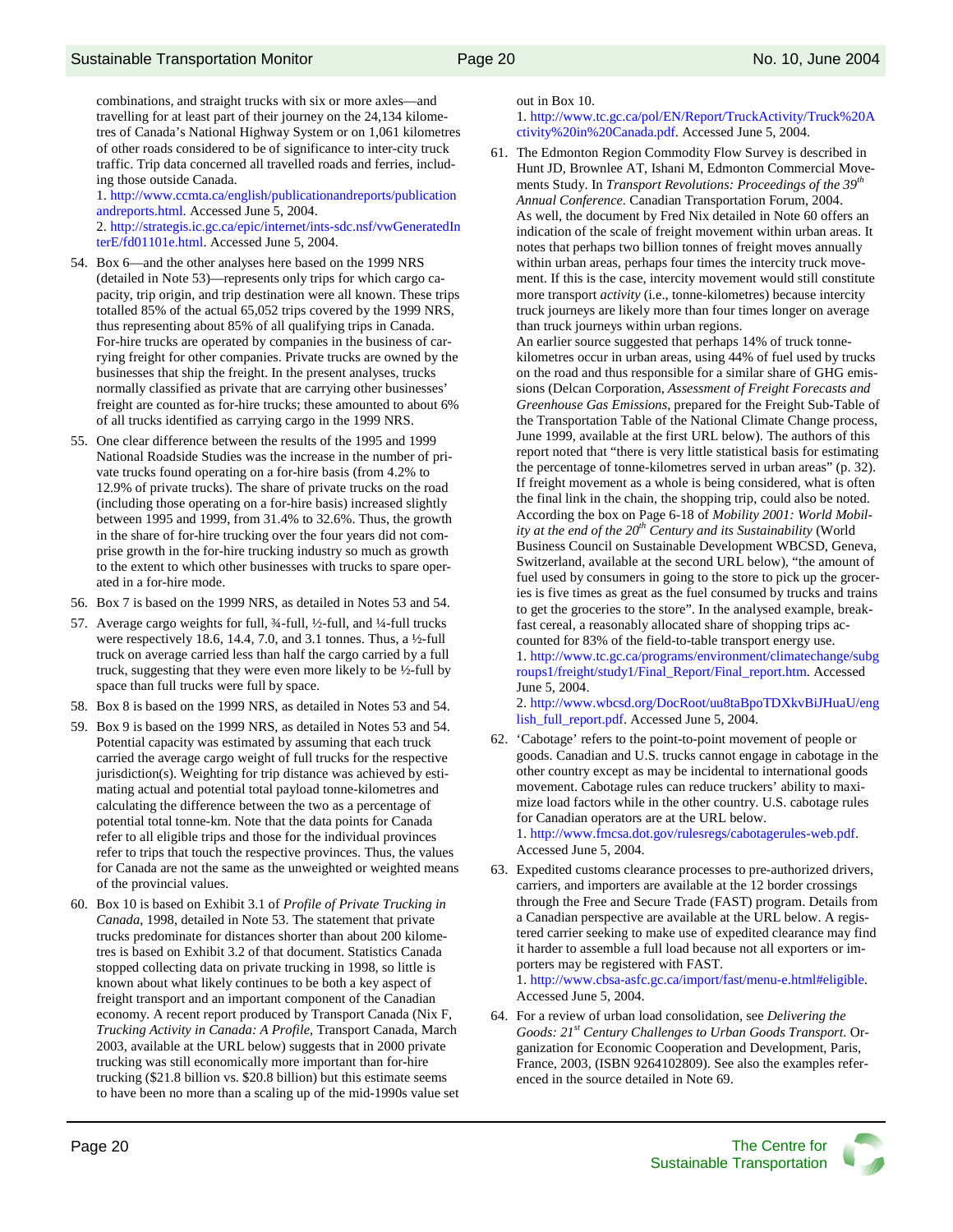combinations, and straight trucks with six or more axles—and travelling for at least part of their journey on the 24,134 kilometres of Canada's National Highway System or on 1,061 kilometres of other roads considered to be of significance to inter-city truck traffic. Trip data concerned all travelled roads and ferries, including those outside Canada.
1. http://www.ccmta.ca/english/publicationandreports/publicationandreports.html. Accessed June 5, 2004.
2. http://strategis.ic.gc.ca/epic/internet/ints-sdc.nsf/vwGeneratedInterE/fd01101e.html. Accessed June 5, 2004.

54. Box 6—and the other analyses here based on the 1999 NRS (detailed in Note 53)—represents only trips for which cargo capacity, trip origin, and trip destination were all known. These trips totalled 85% of the actual 65,052 trips covered by the 1999 NRS, thus representing about 85% of all qualifying trips in Canada. For-hire trucks are operated by companies in the business of carrying freight for other companies. Private trucks are owned by the businesses that ship the freight. In the present analyses, trucks normally classified as private that are carrying other businesses' freight are counted as for-hire trucks; these amounted to about 6% of all trucks identified as carrying cargo in the 1999 NRS.

55. One clear difference between the results of the 1995 and 1999 National Roadside Studies was the increase in the number of private trucks found operating on a for-hire basis (from 4.2% to 12.9% of private trucks). The share of private trucks on the road (including those operating on a for-hire basis) increased slightly between 1995 and 1999, from 31.4% to 32.6%. Thus, the growth in the share of for-hire trucking over the four years did not comprise growth in the for-hire trucking industry so much as growth to the extent to which other businesses with trucks to spare operated in a for-hire mode.

56. Box 7 is based on the 1999 NRS, as detailed in Notes 53 and 54.

57. Average cargo weights for full, ¾-full, ½-full, and ¼-full trucks were respectively 18.6, 14.4, 7.0, and 3.1 tonnes. Thus, a ½-full truck on average carried less than half the cargo carried by a full truck, suggesting that they were even more likely to be ½-full by space than full trucks were full by space.

58. Box 8 is based on the 1999 NRS, as detailed in Notes 53 and 54.

59. Box 9 is based on the 1999 NRS, as detailed in Notes 53 and 54. Potential capacity was estimated by assuming that each truck carried the average cargo weight of full trucks for the respective jurisdiction(s). Weighting for trip distance was achieved by estimating actual and potential total payload tonne-kilometres and calculating the difference between the two as a percentage of potential total tonne-km. Note that the data points for Canada refer to all eligible trips and those for the individual provinces refer to trips that touch the respective provinces. Thus, the values for Canada are not the same as the unweighted or weighted means of the provincial values.

60. Box 10 is based on Exhibit 3.1 of *Profile of Private Trucking in Canada*, 1998, detailed in Note 53. The statement that private trucks predominate for distances shorter than about 200 kilometres is based on Exhibit 3.2 of that document. Statistics Canada stopped collecting data on private trucking in 1998, so little is known about what likely continues to be both a key aspect of freight transport and an important component of the Canadian economy. A recent report produced by Transport Canada (Nix F, *Trucking Activity in Canada: A Profile*, Transport Canada, March 2003, available at the URL below) suggests that in 2000 private trucking was still economically more important than for-hire trucking ($21.8 billion vs. $20.8 billion) but this estimate seems to have been no more than a scaling up of the mid-1990s value set out in Box 10.
1. http://www.tc.gc.ca/pol/EN/Report/TruckActivity/Truck%20Activity%20in%20Canada.pdf. Accessed June 5, 2004.

61. The Edmonton Region Commodity Flow Survey is described in Hunt JD, Brownlee AT, Ishani M, Edmonton Commercial Movements Study. In *Transport Revolutions: Proceedings of the 39th Annual Conference*. Canadian Transportation Forum, 2004.
As well, the document by Fred Nix detailed in Note 60 offers an indication of the scale of freight movement within urban areas. It notes that perhaps two billion tonnes of freight moves annually within urban areas, perhaps four times the intercity truck movement. If this is the case, intercity movement would still constitute more transport *activity* (i.e., tonne-kilometres) because intercity truck journeys are likely more than four times longer on average than truck journeys within urban regions.
An earlier source suggested that perhaps 14% of truck tonne-kilometres occur in urban areas, using 44% of fuel used by trucks on the road and thus responsible for a similar share of GHG emissions (Delcan Corporation, *Assessment of Freight Forecasts and Greenhouse Gas Emissions*, prepared for the Freight Sub-Table of the Transportation Table of the National Climate Change process, June 1999, available at the first URL below). The authors of this report noted that "there is very little statistical basis for estimating the percentage of tonne-kilometres served in urban areas" (p. 32).
If freight movement as a whole is being considered, what is often the final link in the chain, the shopping trip, could also be noted. According the box on Page 6-18 of *Mobility 2001: World Mobility at the end of the 20th Century and its Sustainability* (World Business Council on Sustainable Development WBCSD, Geneva, Switzerland, available at the second URL below), "the amount of fuel used by consumers in going to the store to pick up the groceries is five times as great as the fuel consumed by trucks and trains to get the groceries to the store". In the analysed example, breakfast cereal, a reasonably allocated share of shopping trips accounted for 83% of the field-to-table transport energy use.
1. http://www.tc.gc.ca/programs/environment/climatechange/subgroups1/freight/study1/Final_Report/Final_report.htm. Accessed June 5, 2004.
2. http://www.wbcsd.org/DocRoot/uu8taBpoTDXkvBiJHuaU/english_full_report.pdf. Accessed June 5, 2004.

62. 'Cabotage' refers to the point-to-point movement of people or goods. Canadian and U.S. trucks cannot engage in cabotage in the other country except as may be incidental to international goods movement. Cabotage rules can reduce truckers' ability to maximize load factors while in the other country. U.S. cabotage rules for Canadian operators are at the URL below.
1. http://www.fmcsa.dot.gov/rulesregs/cabotagerules-web.pdf. Accessed June 5, 2004.

63. Expedited customs clearance processes to pre-authorized drivers, carriers, and importers are available at the 12 border crossings through the Free and Secure Trade (FAST) program. Details from a Canadian perspective are available at the URL below. A registered carrier seeking to make use of expedited clearance may find it harder to assemble a full load because not all exporters or importers may be registered with FAST.
1. http://www.cbsa-asfc.gc.ca/import/fast/menu-e.html#eligible. Accessed June 5, 2004.

64. For a review of urban load consolidation, see *Delivering the Goods: 21st Century Challenges to Urban Goods Transport*. Organization for Economic Cooperation and Development, Paris, France, 2003, (ISBN 9264102809). See also the examples referenced in the source detailed in Note 69.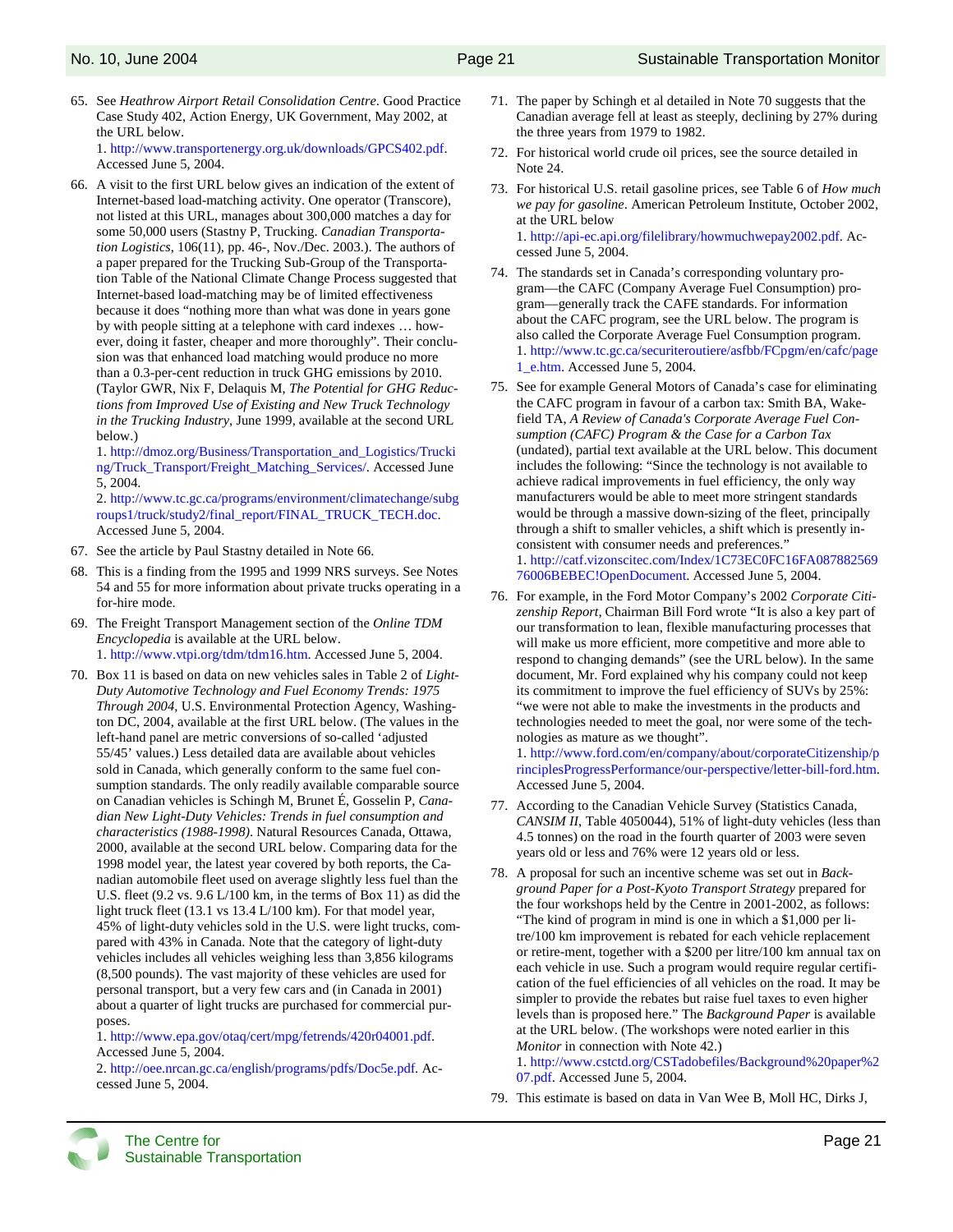65. See *Heathrow Airport Retail Consolidation Centre*. Good Practice Case Study 402, Action Energy, UK Government, May 2002, at the URL below.
    1. http://www.transportenergy.org.uk/downloads/GPCS402.pdf. Accessed June 5, 2004.

66. A visit to the first URL below gives an indication of the extent of Internet-based load-matching activity. One operator (Transcore), not listed at this URL, manages about 300,000 matches a day for some 50,000 users (Stastny P, Trucking. *Canadian Transportation Logistics*, 106(11), pp. 46-, Nov./Dec. 2003.). The authors of a paper prepared for the Trucking Sub-Group of the Transportation Table of the National Climate Change Process suggested that Internet-based load-matching may be of limited effectiveness because it does "nothing more than what was done in years gone by with people sitting at a telephone with card indexes … however, doing it faster, cheaper and more thoroughly". Their conclusion was that enhanced load matching would produce no more than a 0.3-per-cent reduction in truck GHG emissions by 2010. (Taylor GWR, Nix F, Delaquis M, *The Potential for GHG Reductions from Improved Use of Existing and New Truck Technology in the Trucking Industry*, June 1999, available at the second URL below.)
    1. http://dmoz.org/Business/Transportation_and_Logistics/Trucking/Truck_Transport/Freight_Matching_Services/. Accessed June 5, 2004.
    2. http://www.tc.gc.ca/programs/environment/climatechange/subgroups1/truck/study2/final_report/FINAL_TRUCK_TECH.doc. Accessed June 5, 2004.

67. See the article by Paul Stastny detailed in Note 66.

68. This is a finding from the 1995 and 1999 NRS surveys. See Notes 54 and 55 for more information about private trucks operating in a for-hire mode.

69. The Freight Transport Management section of the *Online TDM Encyclopedia* is available at the URL below.
    1. http://www.vtpi.org/tdm/tdm16.htm. Accessed June 5, 2004.

70. Box 11 is based on data on new vehicles sales in Table 2 of *Light-Duty Automotive Technology and Fuel Economy Trends: 1975 Through 2004*, U.S. Environmental Protection Agency, Washington DC, 2004, available at the first URL below. (The values in the left-hand panel are metric conversions of so-called 'adjusted 55/45' values.) Less detailed data are available about vehicles sold in Canada, which generally conform to the same fuel consumption standards. The only readily available comparable source on Canadian vehicles is Schingh M, Brunet É, Gosselin P, *Canadian New Light-Duty Vehicles: Trends in fuel consumption and characteristics (1988-1998)*. Natural Resources Canada, Ottawa, 2000, available at the second URL below. Comparing data for the 1998 model year, the latest year covered by both reports, the Canadian automobile fleet used on average slightly less fuel than the U.S. fleet (9.2 vs. 9.6 L/100 km, in the terms of Box 11) as did the light truck fleet (13.1 vs 13.4 L/100 km). For that model year, 45% of light-duty vehicles sold in the U.S. were light trucks, compared with 43% in Canada. Note that the category of light-duty vehicles includes all vehicles weighing less than 3,856 kilograms (8,500 pounds). The vast majority of these vehicles are used for personal transport, but a very few cars and (in Canada in 2001) about a quarter of light trucks are purchased for commercial purposes.
    1. http://www.epa.gov/otaq/cert/mpg/fetrends/420r04001.pdf. Accessed June 5, 2004.
    2. http://oee.nrcan.gc.ca/english/programs/pdfs/Doc5e.pdf. Accessed June 5, 2004.

71. The paper by Schingh et al detailed in Note 70 suggests that the Canadian average fell at least as steeply, declining by 27% during the three years from 1979 to 1982.

72. For historical world crude oil prices, see the source detailed in Note 24.

73. For historical U.S. retail gasoline prices, see Table 6 of *How much we pay for gasoline*. American Petroleum Institute, October 2002, at the URL below
    1. http://api-ec.api.org/filelibrary/howmuchwepay2002.pdf. Accessed June 5, 2004.

74. The standards set in Canada's corresponding voluntary program—the CAFC (Company Average Fuel Consumption) program—generally track the CAFE standards. For information about the CAFC program, see the URL below. The program is also called the Corporate Average Fuel Consumption program.
    1. http://www.tc.gc.ca/securiteroutiere/asfbb/FCpgm/en/cafc/page1_e.htm. Accessed June 5, 2004.

75. See for example General Motors of Canada's case for eliminating the CAFC program in favour of a carbon tax: Smith BA, Wakefield TA, *A Review of Canada's Corporate Average Fuel Consumption (CAFC) Program & the Case for a Carbon Tax* (undated), partial text available at the URL below. This document includes the following: "Since the technology is not available to achieve radical improvements in fuel efficiency, the only way manufacturers would be able to meet more stringent standards would be through a massive down-sizing of the fleet, principally through a shift to smaller vehicles, a shift which is presently inconsistent with consumer needs and preferences."
    1. http://catf.vizonscitec.com/Index/1C73EC0FC16FA08788256976006BEBEC!OpenDocument. Accessed June 5, 2004.

76. For example, in the Ford Motor Company's 2002 *Corporate Citizenship Report*, Chairman Bill Ford wrote "It is also a key part of our transformation to lean, flexible manufacturing processes that will make us more efficient, more competitive and more able to respond to changing demands" (see the URL below). In the same document, Mr. Ford explained why his company could not keep its commitment to improve the fuel efficiency of SUVs by 25%: "we were not able to make the investments in the products and technologies needed to meet the goal, nor were some of the technologies as mature as we thought".
    1. http://www.ford.com/en/company/about/corporateCitizenship/principlesProgressPerformance/our-perspective/letter-bill-ford.htm. Accessed June 5, 2004.

77. According to the Canadian Vehicle Survey (Statistics Canada, *CANSIM II*, Table 4050044), 51% of light-duty vehicles (less than 4.5 tonnes) on the road in the fourth quarter of 2003 were seven years old or less and 76% were 12 years old or less.

78. A proposal for such an incentive scheme was set out in *Background Paper for a Post-Kyoto Transport Strategy* prepared for the four workshops held by the Centre in 2001-2002, as follows: "The kind of program in mind is one in which a $1,000 per litre/100 km improvement is rebated for each vehicle replacement or retire-ment, together with a $200 per litre/100 km annual tax on each vehicle in use. Such a program would require regular certification of the fuel efficiencies of all vehicles on the road. It may be simpler to provide the rebates but raise fuel taxes to even higher levels than is proposed here." The *Background Paper* is available at the URL below. (The workshops were noted earlier in this *Monitor* in connection with Note 42.)
    1. http://www.cstctd.org/CSTadobefiles/Background%20paper%207.pdf. Accessed June 5, 2004.

79. This estimate is based on data in Van Wee B, Moll HC, Dirks J,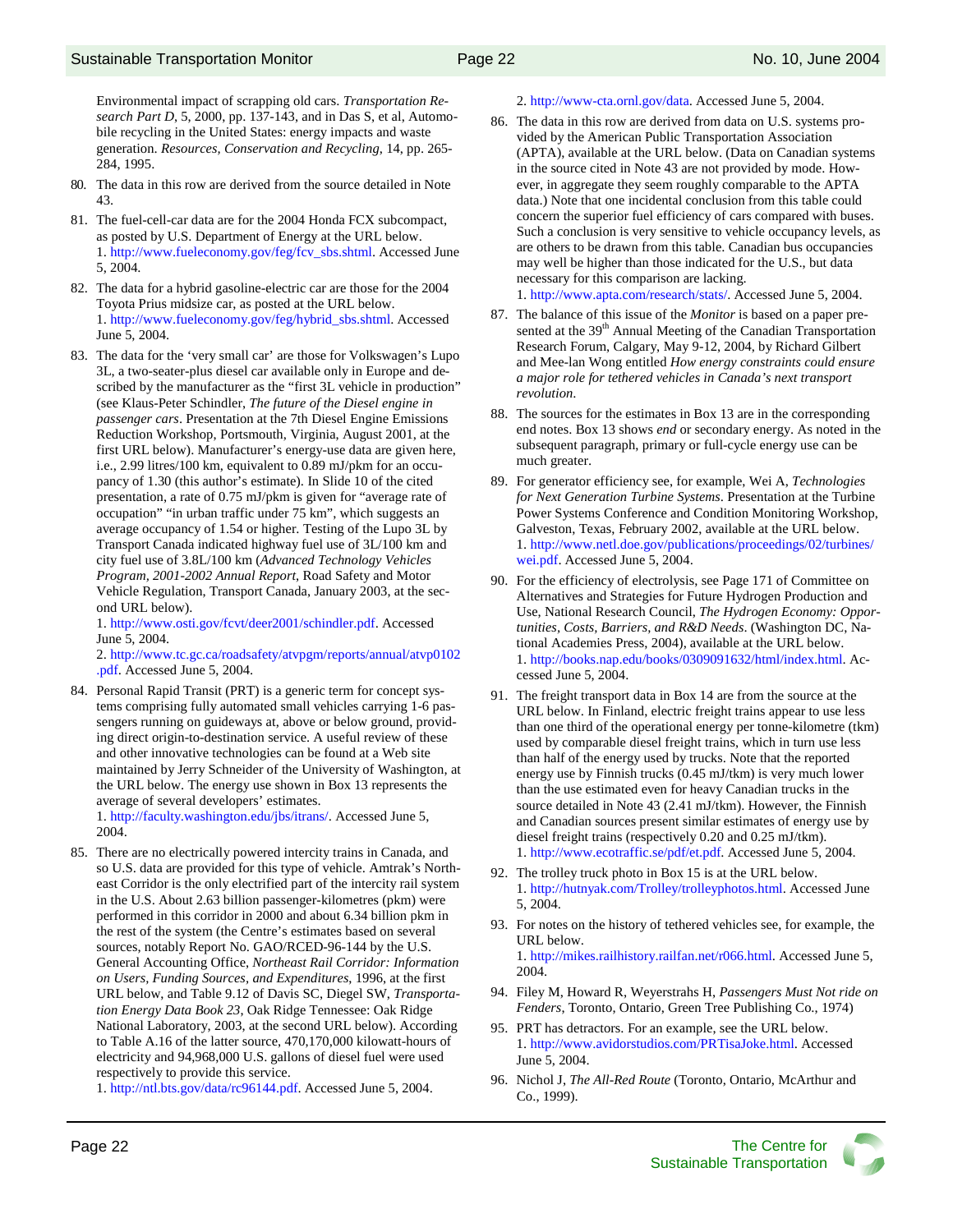Environmental impact of scrapping old cars. *Transportation Research Part D*, 5, 2000, pp. 137-143, and in Das S, et al, Automobile recycling in the United States: energy impacts and waste generation. *Resources, Conservation and Recycling*, 14, pp. 265-284, 1995.

80. The data in this row are derived from the source detailed in Note 43.

81. The fuel-cell-car data are for the 2004 Honda FCX subcompact, as posted by U.S. Department of Energy at the URL below.
1. http://www.fueleconomy.gov/feg/fcv_sbs.shtml. Accessed June 5, 2004.

82. The data for a hybrid gasoline-electric car are those for the 2004 Toyota Prius midsize car, as posted at the URL below.
1. http://www.fueleconomy.gov/feg/hybrid_sbs.shtml. Accessed June 5, 2004.

83. The data for the 'very small car' are those for Volkswagen's Lupo 3L, a two-seater-plus diesel car available only in Europe and described by the manufacturer as the "first 3L vehicle in production" (see Klaus-Peter Schindler, *The future of the Diesel engine in passenger cars*. Presentation at the 7th Diesel Engine Emissions Reduction Workshop, Portsmouth, Virginia, August 2001, at the first URL below). Manufacturer's energy-use data are given here, i.e., 2.99 litres/100 km, equivalent to 0.89 mJ/pkm for an occupancy of 1.30 (this author's estimate). In Slide 10 of the cited presentation, a rate of 0.75 mJ/pkm is given for "average rate of occupation" "in urban traffic under 75 km", which suggests an average occupancy of 1.54 or higher. Testing of the Lupo 3L by Transport Canada indicated highway fuel use of 3L/100 km and city fuel use of 3.8L/100 km (*Advanced Technology Vehicles Program, 2001-2002 Annual Report*, Road Safety and Motor Vehicle Regulation, Transport Canada, January 2003, at the second URL below).
1. http://www.osti.gov/fcvt/deer2001/schindler.pdf. Accessed June 5, 2004.
2. http://www.tc.gc.ca/roadsafety/atvpgm/reports/annual/atvp0102.pdf. Accessed June 5, 2004.

84. Personal Rapid Transit (PRT) is a generic term for concept systems comprising fully automated small vehicles carrying 1-6 passengers running on guideways at, above or below ground, providing direct origin-to-destination service. A useful review of these and other innovative technologies can be found at a Web site maintained by Jerry Schneider of the University of Washington, at the URL below. The energy use shown in Box 13 represents the average of several developers' estimates.
1. http://faculty.washington.edu/jbs/itrans/. Accessed June 5, 2004.

85. There are no electrically powered intercity trains in Canada, and so U.S. data are provided for this type of vehicle. Amtrak's Northeast Corridor is the only electrified part of the intercity rail system in the U.S. About 2.63 billion passenger-kilometres (pkm) were performed in this corridor in 2000 and about 6.34 billion pkm in the rest of the system (the Centre's estimates based on several sources, notably Report No. GAO/RCED-96-144 by the U.S. General Accounting Office, *Northeast Rail Corridor: Information on Users, Funding Sources, and Expenditures*, 1996, at the first URL below, and Table 9.12 of Davis SC, Diegel SW, *Transportation Energy Data Book 23*, Oak Ridge Tennessee: Oak Ridge National Laboratory, 2003, at the second URL below). According to Table A.16 of the latter source, 470,170,000 kilowatt-hours of electricity and 94,968,000 U.S. gallons of diesel fuel were used respectively to provide this service.
1. http://ntl.bts.gov/data/rc96144.pdf. Accessed June 5, 2004.
2. http://www-cta.ornl.gov/data. Accessed June 5, 2004.

86. The data in this row are derived from data on U.S. systems provided by the American Public Transportation Association (APTA), available at the URL below. (Data on Canadian systems in the source cited in Note 43 are not provided by mode. However, in aggregate they seem roughly comparable to the APTA data.) Note that one incidental conclusion from this table could concern the superior fuel efficiency of cars compared with buses. Such a conclusion is very sensitive to vehicle occupancy levels, as are others to be drawn from this table. Canadian bus occupancies may well be higher than those indicated for the U.S., but data necessary for this comparison are lacking.
1. http://www.apta.com/research/stats/. Accessed June 5, 2004.

87. The balance of this issue of the *Monitor* is based on a paper presented at the 39th Annual Meeting of the Canadian Transportation Research Forum, Calgary, May 9-12, 2004, by Richard Gilbert and Mee-lan Wong entitled *How energy constraints could ensure a major role for tethered vehicles in Canada's next transport revolution*.

88. The sources for the estimates in Box 13 are in the corresponding end notes. Box 13 shows *end* or secondary energy. As noted in the subsequent paragraph, primary or full-cycle energy use can be much greater.

89. For generator efficiency see, for example, Wei A, *Technologies for Next Generation Turbine Systems*. Presentation at the Turbine Power Systems Conference and Condition Monitoring Workshop, Galveston, Texas, February 2002, available at the URL below.
1. http://www.netl.doe.gov/publications/proceedings/02/turbines/wei.pdf. Accessed June 5, 2004.

90. For the efficiency of electrolysis, see Page 171 of Committee on Alternatives and Strategies for Future Hydrogen Production and Use, National Research Council, *The Hydrogen Economy: Opportunities, Costs, Barriers, and R&D Needs*. (Washington DC, National Academies Press, 2004), available at the URL below.
1. http://books.nap.edu/books/0309091632/html/index.html. Accessed June 5, 2004.

91. The freight transport data in Box 14 are from the source at the URL below. In Finland, electric freight trains appear to use less than one third of the operational energy per tonne-kilometre (tkm) used by comparable diesel freight trains, which in turn use less than half of the energy used by trucks. Note that the reported energy use by Finnish trucks (0.45 mJ/tkm) is very much lower than the use estimated even for heavy Canadian trucks in the source detailed in Note 43 (2.41 mJ/tkm). However, the Finnish and Canadian sources present similar estimates of energy use by diesel freight trains (respectively 0.20 and 0.25 mJ/tkm).
1. http://www.ecotraffic.se/pdf/et.pdf. Accessed June 5, 2004.

92. The trolley truck photo in Box 15 is at the URL below.
1. http://hutnyak.com/Trolley/trolleyphotos.html. Accessed June 5, 2004.

93. For notes on the history of tethered vehicles see, for example, the URL below.
1. http://mikes.railhistory.railfan.net/r066.html. Accessed June 5, 2004.

94. Filey M, Howard R, Weyerstrahs H, *Passengers Must Not ride on Fenders*, Toronto, Ontario, Green Tree Publishing Co., 1974)

95. PRT has detractors. For an example, see the URL below.
1. http://www.avidorstudios.com/PRTisaJoke.html. Accessed June 5, 2004.

96. Nichol J, *The All-Red Route* (Toronto, Ontario, McArthur and Co., 1999).